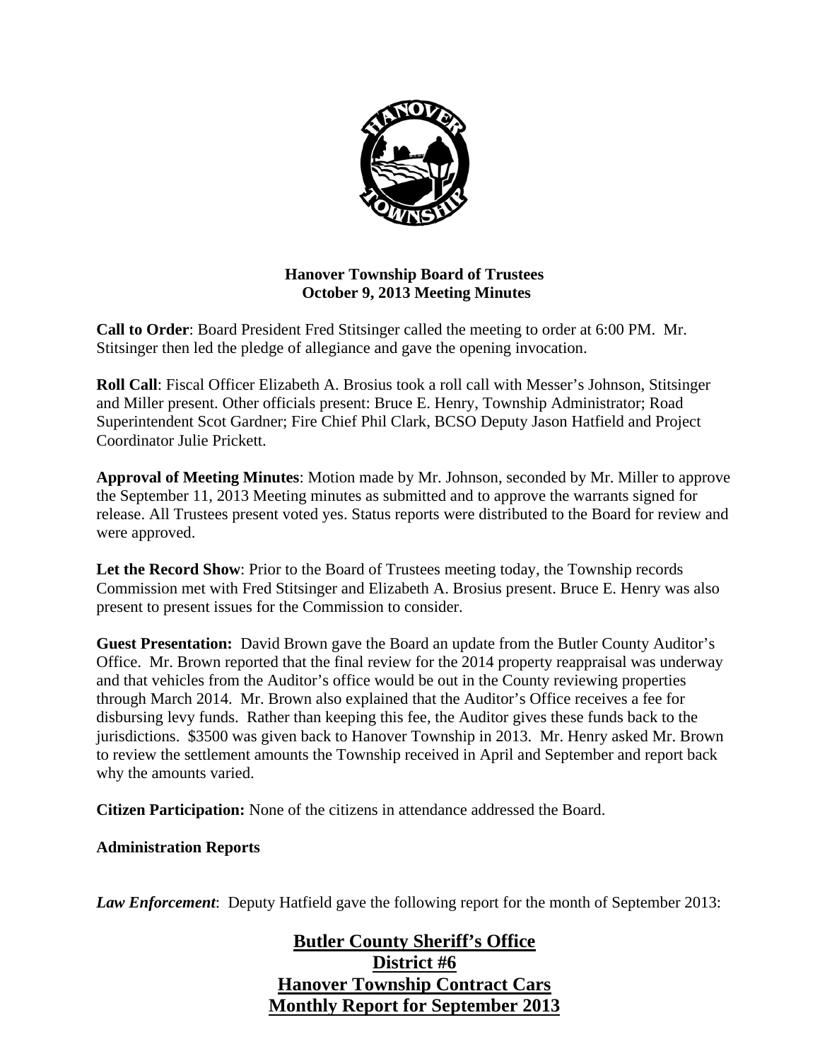**Hanover Township Board of Trustees**
**October 9, 2013 Meeting Minutes**

**Call to Order**: Board President Fred Stitsinger called the meeting to order at 6:00 PM. Mr. Stitsinger then led the pledge of allegiance and gave the opening invocation.

**Roll Call**: Fiscal Officer Elizabeth A. Brosius took a roll call with Messer's Johnson, Stitsinger and Miller present. Other officials present: Bruce E. Henry, Township Administrator; Road Superintendent Scot Gardner; Fire Chief Phil Clark, BCSO Deputy Jason Hatfield and Project Coordinator Julie Prickett.

**Approval of Meeting Minutes**: Motion made by Mr. Johnson, seconded by Mr. Miller to approve the September 11, 2013 Meeting minutes as submitted and to approve the warrants signed for release. All Trustees present voted yes. Status reports were distributed to the Board for review and were approved.

**Let the Record Show**: Prior to the Board of Trustees meeting today, the Township records Commission met with Fred Stitsinger and Elizabeth A. Brosius present. Bruce E. Henry was also present to present issues for the Commission to consider.

**Guest Presentation:** David Brown gave the Board an update from the Butler County Auditor's Office. Mr. Brown reported that the final review for the 2014 property reappraisal was underway and that vehicles from the Auditor's office would be out in the County reviewing properties through March 2014. Mr. Brown also explained that the Auditor's Office receives a fee for disbursing levy funds. Rather than keeping this fee, the Auditor gives these funds back to the jurisdictions. $3500 was given back to Hanover Township in 2013. Mr. Henry asked Mr. Brown to review the settlement amounts the Township received in April and September and report back why the amounts varied.

**Citizen Participation:** None of the citizens in attendance addressed the Board.

**Administration Reports**

***Law Enforcement***: Deputy Hatfield gave the following report for the month of September 2013:

**Butler County Sheriff's Office**
**District #6**
**Hanover Township Contract Cars**
**Monthly Report for September 2013**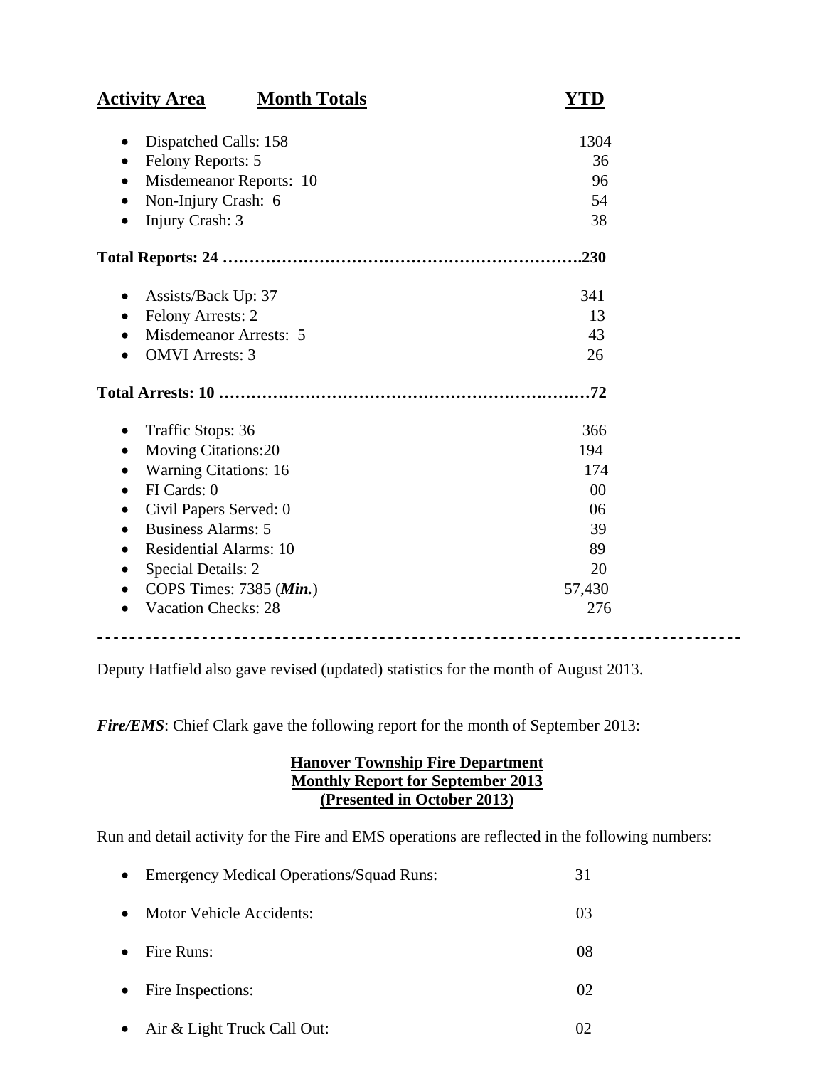| Activity Area | Month Totals | YTD |
|---|---|---|
| • Dispatched Calls: 158 | | 1304 |
| • Felony Reports: 5 | | 36 |
| • Misdemeanor Reports: 10 | | 96 |
| • Non-Injury Crash: 6 | | 54 |
| • Injury Crash: 3 | | 38 |
| **Total Reports: 24** | | **230** |
| • Assists/Back Up: 37 | | 341 |
| • Felony Arrests: 2 | | 13 |
| • Misdemeanor Arrests: 5 | | 43 |
| • OMVI Arrests: 3 | | 26 |
| **Total Arrests: 10** | | **72** |
| • Traffic Stops: 36 | | 366 |
| • Moving Citations:20 | | 194 |
| • Warning Citations: 16 | | 174 |
| • FI Cards: 0 | | 00 |
| • Civil Papers Served: 0 | | 06 |
| • Business Alarms: 5 | | 39 |
| • Residential Alarms: 10 | | 89 |
| • Special Details: 2 | | 20 |
| • COPS Times: 7385 (***Min.***) | | 57,430 |
| • Vacation Checks: 28 | | 276 |

---

Deputy Hatfield also gave revised (updated) statistics for the month of August 2013.

***Fire/EMS***: Chief Clark gave the following report for the month of September 2013:

**Hanover Township Fire Department**
**Monthly Report for September 2013**
**(Presented in October 2013)**

Run and detail activity for the Fire and EMS operations are reflected in the following numbers:

- Emergency Medical Operations/Squad Runs: 31
- Motor Vehicle Accidents: 03
- Fire Runs: 08
- Fire Inspections: 02
- Air & Light Truck Call Out: 02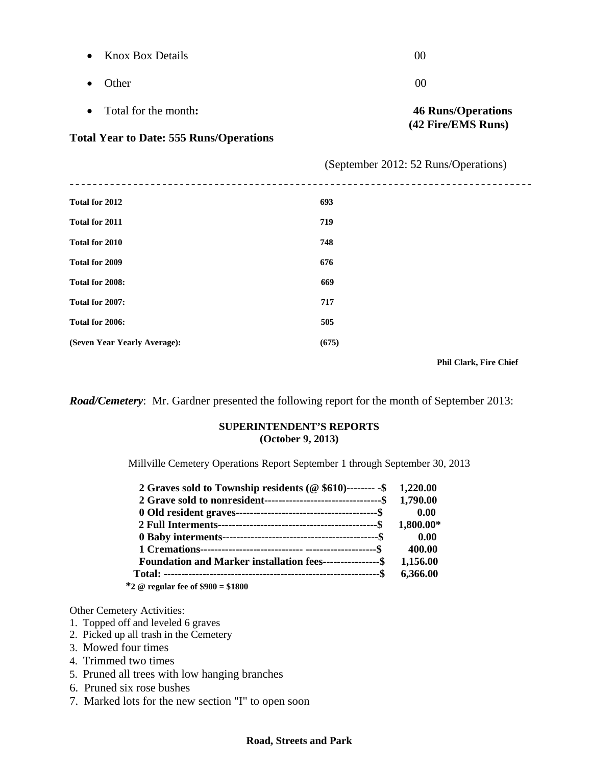- Knox Box Details 00
- Other 00
- Total for the month**:** **46 Runs/Operations (42 Fire/EMS Runs)**

**Total Year to Date: 555 Runs/Operations**

(September 2012: 52 Runs/Operations)

---

| | |
|---|---|
| **Total for 2012** | **693** |
| **Total for 2011** | **719** |
| **Total for 2010** | **748** |
| **Total for 2009** | **676** |
| **Total for 2008:** | **669** |
| **Total for 2007:** | **717** |
| **Total for 2006:** | **505** |
| **(Seven Year Yearly Average):** | **(675)** |

**Phil Clark, Fire Chief**

***Road/Cemetery***: Mr. Gardner presented the following report for the month of September 2013:

**SUPERINTENDENT'S REPORTS**
**(October 9, 2013)**

Millville Cemetery Operations Report September 1 through September 30, 2013

| | |
|---|---|
| **2 Graves sold to Township residents (@ $610)-------- -$** | **1,220.00** |
| **2 Grave sold to nonresident--------------------------------$** | **1,790.00** |
| **0 Old resident graves----------------------------------------$** | **0.00** |
| **2 Full Interments--------------------------------------------$** | **1,800.00*** |
| **0 Baby interments-------------------------------------------$** | **0.00** |
| **1 Cremations---------------------------- -------------------$** | **400.00** |
| **Foundation and Marker installation fees----------------$** | **1,156.00** |
| **Total: ------------------------------------------------------------$** | **6,366.00** |

***2 @ regular fee of $900 = $1800**

Other Cemetery Activities:

1. Topped off and leveled 6 graves
2. Picked up all trash in the Cemetery
3. Mowed four times
4. Trimmed two times
5. Pruned all trees with low hanging branches
6. Pruned six rose bushes
7. Marked lots for the new section "I" to open soon

**Road, Streets and Park**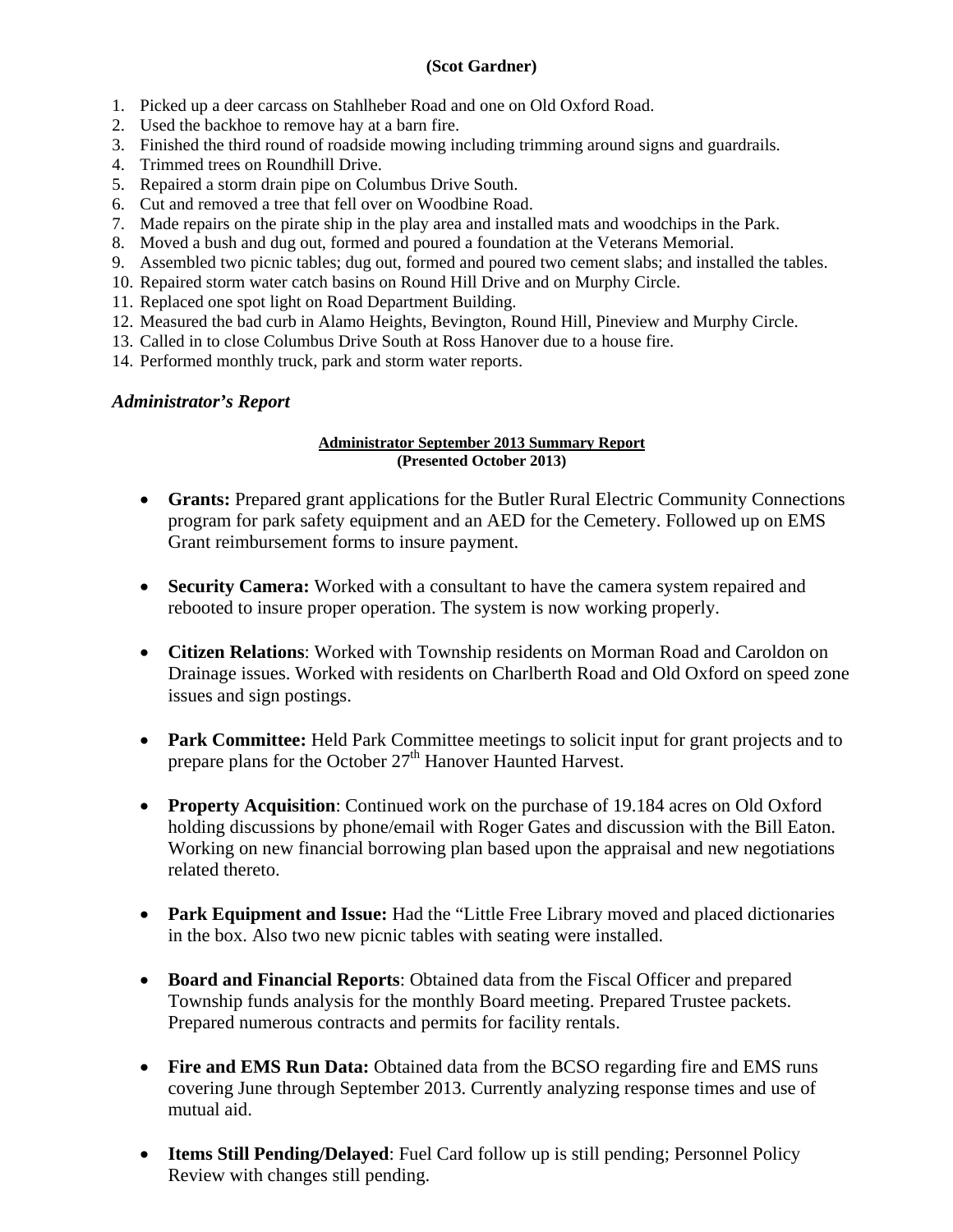**(Scot Gardner)**

1. Picked up a deer carcass on Stahlheber Road and one on Old Oxford Road.
2. Used the backhoe to remove hay at a barn fire.
3. Finished the third round of roadside mowing including trimming around signs and guardrails.
4. Trimmed trees on Roundhill Drive.
5. Repaired a storm drain pipe on Columbus Drive South.
6. Cut and removed a tree that fell over on Woodbine Road.
7. Made repairs on the pirate ship in the play area and installed mats and woodchips in the Park.
8. Moved a bush and dug out, formed and poured a foundation at the Veterans Memorial.
9. Assembled two picnic tables; dug out, formed and poured two cement slabs; and installed the tables.
10. Repaired storm water catch basins on Round Hill Drive and on Murphy Circle.
11. Replaced one spot light on Road Department Building.
12. Measured the bad curb in Alamo Heights, Bevington, Round Hill, Pineview and Murphy Circle.
13. Called in to close Columbus Drive South at Ross Hanover due to a house fire.
14. Performed monthly truck, park and storm water reports.

### *Administrator's Report*

**Administrator September 2013 Summary Report**
**(Presented October 2013)**

- **Grants:** Prepared grant applications for the Butler Rural Electric Community Connections program for park safety equipment and an AED for the Cemetery. Followed up on EMS Grant reimbursement forms to insure payment.

- **Security Camera:** Worked with a consultant to have the camera system repaired and rebooted to insure proper operation. The system is now working properly.

- **Citizen Relations**: Worked with Township residents on Morman Road and Caroldon on Drainage issues. Worked with residents on Charlberth Road and Old Oxford on speed zone issues and sign postings.

- **Park Committee:** Held Park Committee meetings to solicit input for grant projects and to prepare plans for the October 27th Hanover Haunted Harvest.

- **Property Acquisition**: Continued work on the purchase of 19.184 acres on Old Oxford holding discussions by phone/email with Roger Gates and discussion with the Bill Eaton. Working on new financial borrowing plan based upon the appraisal and new negotiations related thereto.

- **Park Equipment and Issue:** Had the "Little Free Library moved and placed dictionaries in the box. Also two new picnic tables with seating were installed.

- **Board and Financial Reports**: Obtained data from the Fiscal Officer and prepared Township funds analysis for the monthly Board meeting. Prepared Trustee packets. Prepared numerous contracts and permits for facility rentals.

- **Fire and EMS Run Data:** Obtained data from the BCSO regarding fire and EMS runs covering June through September 2013. Currently analyzing response times and use of mutual aid.

- **Items Still Pending/Delayed**: Fuel Card follow up is still pending; Personnel Policy Review with changes still pending.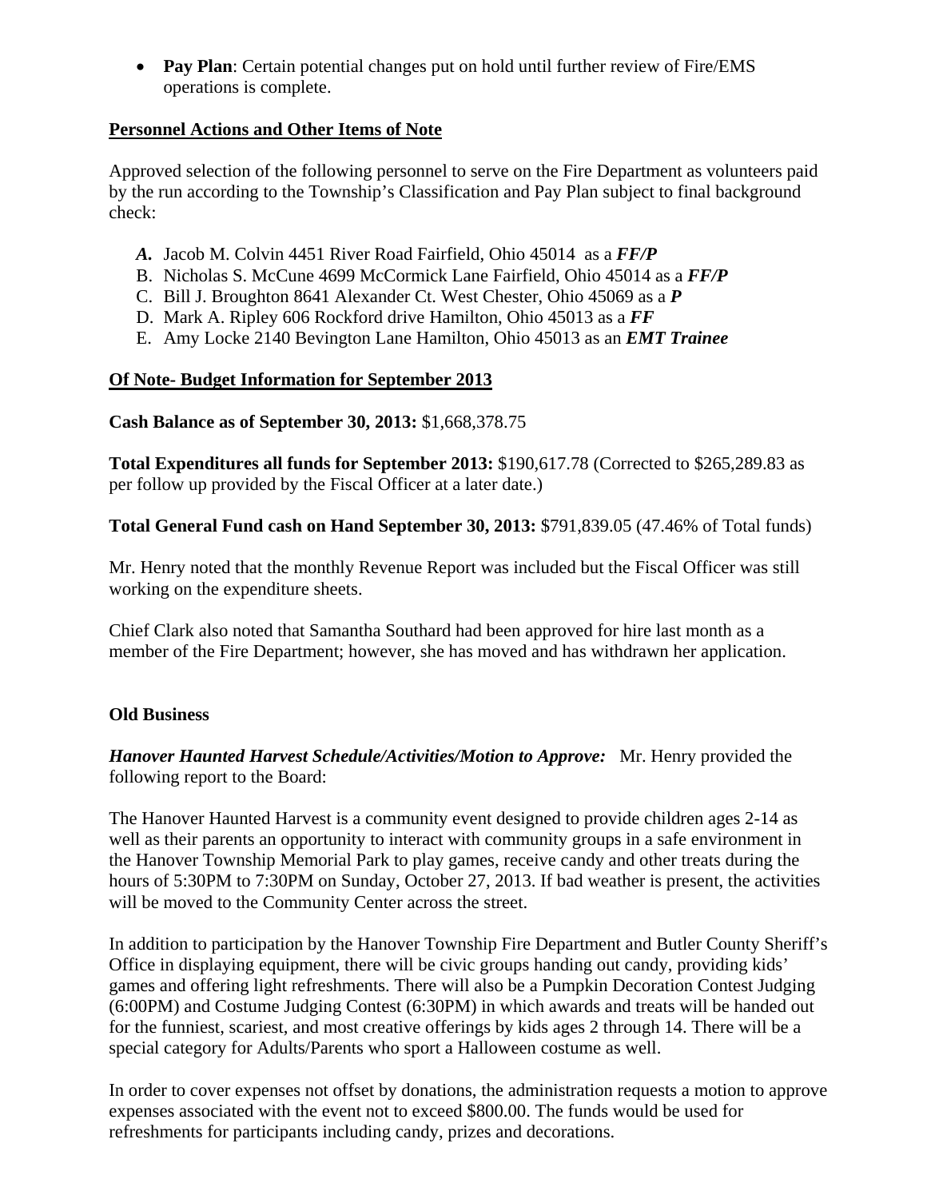- **Pay Plan**: Certain potential changes put on hold until further review of Fire/EMS operations is complete.

**Personnel Actions and Other Items of Note**

Approved selection of the following personnel to serve on the Fire Department as volunteers paid by the run according to the Township's Classification and Pay Plan subject to final background check:

- ***A.*** Jacob M. Colvin 4451 River Road Fairfield, Ohio 45014 as a ***FF/P***
- B. Nicholas S. McCune 4699 McCormick Lane Fairfield, Ohio 45014 as a ***FF/P***
- C. Bill J. Broughton 8641 Alexander Ct. West Chester, Ohio 45069 as a ***P***
- D. Mark A. Ripley 606 Rockford drive Hamilton, Ohio 45013 as a ***FF***
- E. Amy Locke 2140 Bevington Lane Hamilton, Ohio 45013 as an ***EMT Trainee***

**Of Note- Budget Information for September 2013**

**Cash Balance as of September 30, 2013:** $1,668,378.75

**Total Expenditures all funds for September 2013:** $190,617.78 (Corrected to $265,289.83 as per follow up provided by the Fiscal Officer at a later date.)

**Total General Fund cash on Hand September 30, 2013:** $791,839.05 (47.46% of Total funds)

Mr. Henry noted that the monthly Revenue Report was included but the Fiscal Officer was still working on the expenditure sheets.

Chief Clark also noted that Samantha Southard had been approved for hire last month as a member of the Fire Department; however, she has moved and has withdrawn her application.

**Old Business**

***Hanover Haunted Harvest Schedule/Activities/Motion to Approve:*** Mr. Henry provided the following report to the Board:

The Hanover Haunted Harvest is a community event designed to provide children ages 2-14 as well as their parents an opportunity to interact with community groups in a safe environment in the Hanover Township Memorial Park to play games, receive candy and other treats during the hours of 5:30PM to 7:30PM on Sunday, October 27, 2013. If bad weather is present, the activities will be moved to the Community Center across the street.

In addition to participation by the Hanover Township Fire Department and Butler County Sheriff's Office in displaying equipment, there will be civic groups handing out candy, providing kids' games and offering light refreshments. There will also be a Pumpkin Decoration Contest Judging (6:00PM) and Costume Judging Contest (6:30PM) in which awards and treats will be handed out for the funniest, scariest, and most creative offerings by kids ages 2 through 14. There will be a special category for Adults/Parents who sport a Halloween costume as well.

In order to cover expenses not offset by donations, the administration requests a motion to approve expenses associated with the event not to exceed $800.00. The funds would be used for refreshments for participants including candy, prizes and decorations.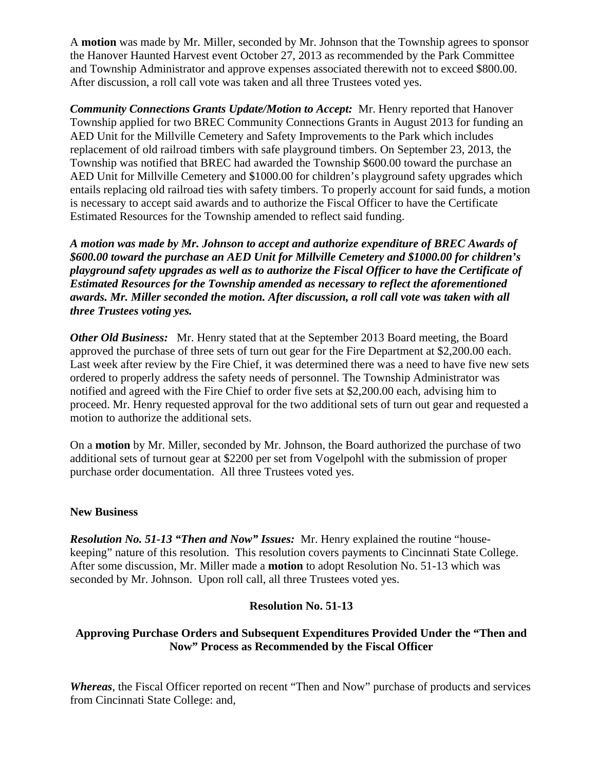A **motion** was made by Mr. Miller, seconded by Mr. Johnson that the Township agrees to sponsor the Hanover Haunted Harvest event October 27, 2013 as recommended by the Park Committee and Township Administrator and approve expenses associated therewith not to exceed $800.00. After discussion, a roll call vote was taken and all three Trustees voted yes.

***Community Connections Grants Update/Motion to Accept:*** Mr. Henry reported that Hanover Township applied for two BREC Community Connections Grants in August 2013 for funding an AED Unit for the Millville Cemetery and Safety Improvements to the Park which includes replacement of old railroad timbers with safe playground timbers. On September 23, 2013, the Township was notified that BREC had awarded the Township $600.00 toward the purchase an AED Unit for Millville Cemetery and $1000.00 for children's playground safety upgrades which entails replacing old railroad ties with safety timbers. To properly account for said funds, a motion is necessary to accept said awards and to authorize the Fiscal Officer to have the Certificate Estimated Resources for the Township amended to reflect said funding.

***A motion was made by Mr. Johnson to accept and authorize expenditure of BREC Awards of $600.00 toward the purchase an AED Unit for Millville Cemetery and $1000.00 for children's playground safety upgrades as well as to authorize the Fiscal Officer to have the Certificate of Estimated Resources for the Township amended as necessary to reflect the aforementioned awards. Mr. Miller seconded the motion. After discussion, a roll call vote was taken with all three Trustees voting yes.***

***Other Old Business:*** Mr. Henry stated that at the September 2013 Board meeting, the Board approved the purchase of three sets of turn out gear for the Fire Department at $2,200.00 each. Last week after review by the Fire Chief, it was determined there was a need to have five new sets ordered to properly address the safety needs of personnel. The Township Administrator was notified and agreed with the Fire Chief to order five sets at $2,200.00 each, advising him to proceed. Mr. Henry requested approval for the two additional sets of turn out gear and requested a motion to authorize the additional sets.

On a **motion** by Mr. Miller, seconded by Mr. Johnson, the Board authorized the purchase of two additional sets of turnout gear at $2200 per set from Vogelpohl with the submission of proper purchase order documentation. All three Trustees voted yes.

**New Business**

***Resolution No. 51-13 "Then and Now" Issues:*** Mr. Henry explained the routine "house-keeping" nature of this resolution. This resolution covers payments to Cincinnati State College. After some discussion, Mr. Miller made a **motion** to adopt Resolution No. 51-13 which was seconded by Mr. Johnson. Upon roll call, all three Trustees voted yes.

**Resolution No. 51-13**

**Approving Purchase Orders and Subsequent Expenditures Provided Under the "Then and Now" Process as Recommended by the Fiscal Officer**

***Whereas***, the Fiscal Officer reported on recent "Then and Now" purchase of products and services from Cincinnati State College: and,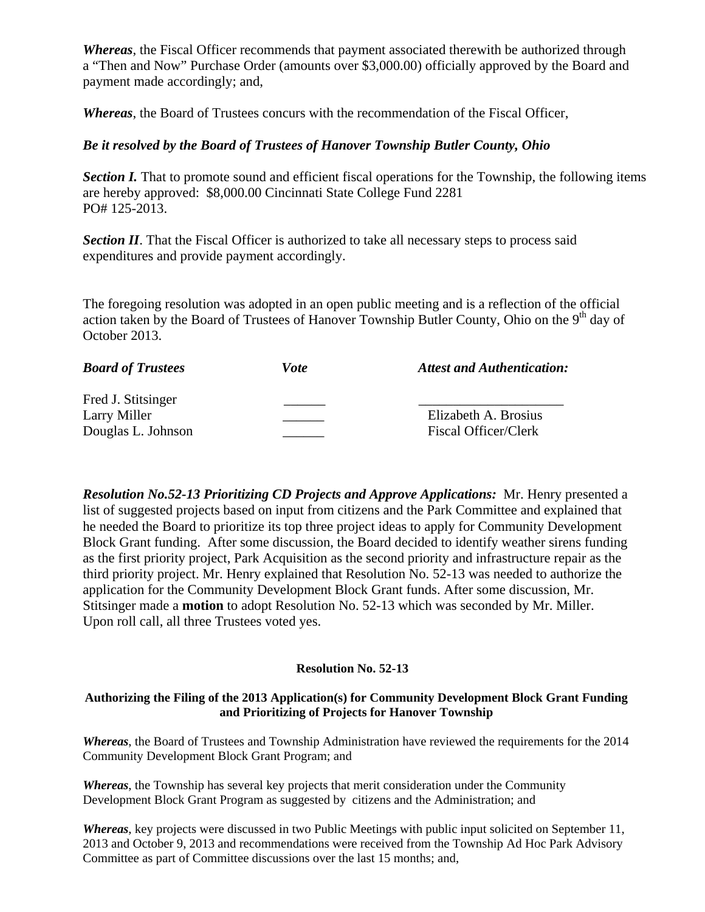***Whereas***, the Fiscal Officer recommends that payment associated therewith be authorized through a "Then and Now" Purchase Order (amounts over $3,000.00) officially approved by the Board and payment made accordingly; and,

***Whereas***, the Board of Trustees concurs with the recommendation of the Fiscal Officer,

***Be it resolved by the Board of Trustees of Hanover Township Butler County, Ohio***

***Section I.*** That to promote sound and efficient fiscal operations for the Township, the following items are hereby approved: $8,000.00 Cincinnati State College Fund 2281 PO# 125-2013.

***Section II***. That the Fiscal Officer is authorized to take all necessary steps to process said expenditures and provide payment accordingly.

The foregoing resolution was adopted in an open public meeting and is a reflection of the official action taken by the Board of Trustees of Hanover Township Butler County, Ohio on the 9th day of October 2013.

| ***Board of Trustees*** | ***Vote*** | ***Attest and Authentication:*** |
|---|---|---|
| Fred J. Stitsinger | ______ | ____________________ |
| Larry Miller | ______ | Elizabeth A. Brosius |
| Douglas L. Johnson | ______ | Fiscal Officer/Clerk |

***Resolution No.52-13 Prioritizing CD Projects and Approve Applications:*** Mr. Henry presented a list of suggested projects based on input from citizens and the Park Committee and explained that he needed the Board to prioritize its top three project ideas to apply for Community Development Block Grant funding. After some discussion, the Board decided to identify weather sirens funding as the first priority project, Park Acquisition as the second priority and infrastructure repair as the third priority project. Mr. Henry explained that Resolution No. 52-13 was needed to authorize the application for the Community Development Block Grant funds. After some discussion, Mr. Stitsinger made a **motion** to adopt Resolution No. 52-13 which was seconded by Mr. Miller. Upon roll call, all three Trustees voted yes.

**Resolution No. 52-13**

**Authorizing the Filing of the 2013 Application(s) for Community Development Block Grant Funding and Prioritizing of Projects for Hanover Township**

***Whereas***, the Board of Trustees and Township Administration have reviewed the requirements for the 2014 Community Development Block Grant Program; and

***Whereas***, the Township has several key projects that merit consideration under the Community Development Block Grant Program as suggested by citizens and the Administration; and

***Whereas***, key projects were discussed in two Public Meetings with public input solicited on September 11, 2013 and October 9, 2013 and recommendations were received from the Township Ad Hoc Park Advisory Committee as part of Committee discussions over the last 15 months; and,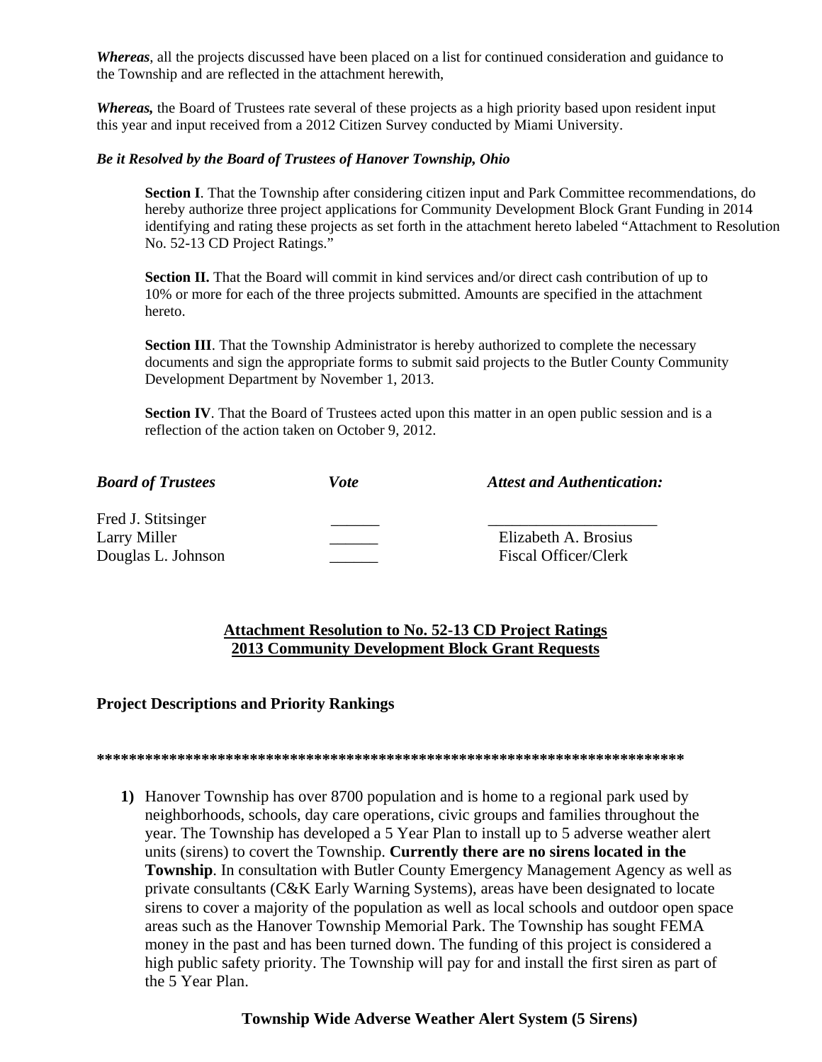***Whereas***, all the projects discussed have been placed on a list for continued consideration and guidance to the Township and are reflected in the attachment herewith,

***Whereas,*** the Board of Trustees rate several of these projects as a high priority based upon resident input this year and input received from a 2012 Citizen Survey conducted by Miami University.

***Be it Resolved by the Board of Trustees of Hanover Township, Ohio***

**Section I**. That the Township after considering citizen input and Park Committee recommendations, do hereby authorize three project applications for Community Development Block Grant Funding in 2014 identifying and rating these projects as set forth in the attachment hereto labeled "Attachment to Resolution No. 52-13 CD Project Ratings."

**Section II.** That the Board will commit in kind services and/or direct cash contribution of up to 10% or more for each of the three projects submitted. Amounts are specified in the attachment hereto.

**Section III**. That the Township Administrator is hereby authorized to complete the necessary documents and sign the appropriate forms to submit said projects to the Butler County Community Development Department by November 1, 2013.

**Section IV**. That the Board of Trustees acted upon this matter in an open public session and is a reflection of the action taken on October 9, 2012.

| ***Board of Trustees*** | ***Vote*** | ***Attest and Authentication:*** |
|---|---|---|
| Fred J. Stitsinger | ______ | ____________________ |
| Larry Miller | ______ | Elizabeth A. Brosius |
| Douglas L. Johnson | ______ | Fiscal Officer/Clerk |

**Attachment Resolution to No. 52-13 CD Project Ratings**
**2013 Community Development Block Grant Requests**

### Project Descriptions and Priority Rankings

**************************************************************************

1) Hanover Township has over 8700 population and is home to a regional park used by neighborhoods, schools, day care operations, civic groups and families throughout the year. The Township has developed a 5 Year Plan to install up to 5 adverse weather alert units (sirens) to covert the Township. **Currently there are no sirens located in the Township**. In consultation with Butler County Emergency Management Agency as well as private consultants (C&K Early Warning Systems), areas have been designated to locate sirens to cover a majority of the population as well as local schools and outdoor open space areas such as the Hanover Township Memorial Park. The Township has sought FEMA money in the past and has been turned down. The funding of this project is considered a high public safety priority. The Township will pay for and install the first siren as part of the 5 Year Plan.

**Township Wide Adverse Weather Alert System (5 Sirens)**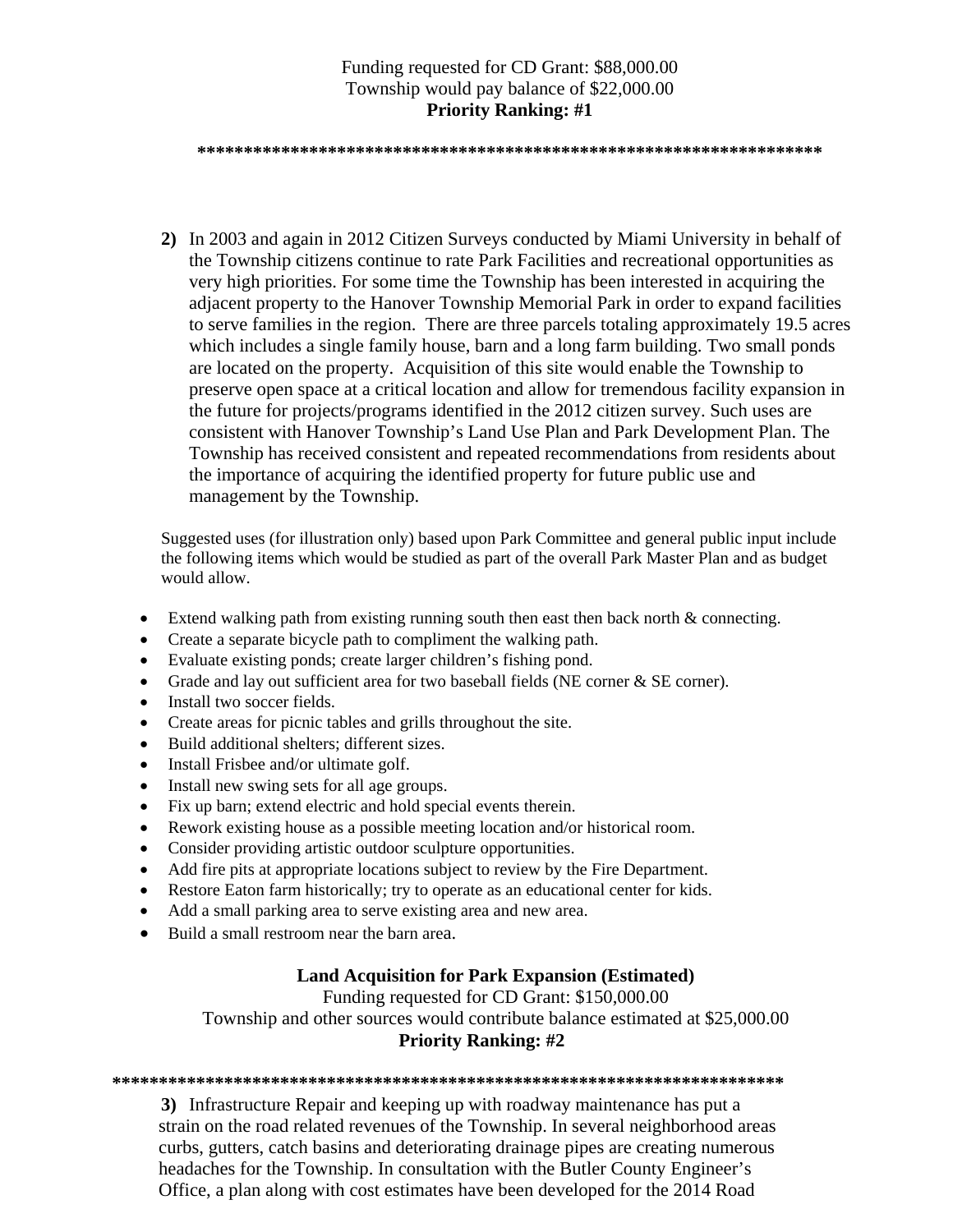Funding requested for CD Grant: $88,000.00
Township would pay balance of $22,000.00
**Priority Ranking: #1**

**********************************************************************

**2)** In 2003 and again in 2012 Citizen Surveys conducted by Miami University in behalf of the Township citizens continue to rate Park Facilities and recreational opportunities as very high priorities. For some time the Township has been interested in acquiring the adjacent property to the Hanover Township Memorial Park in order to expand facilities to serve families in the region. There are three parcels totaling approximately 19.5 acres which includes a single family house, barn and a long farm building. Two small ponds are located on the property. Acquisition of this site would enable the Township to preserve open space at a critical location and allow for tremendous facility expansion in the future for projects/programs identified in the 2012 citizen survey. Such uses are consistent with Hanover Township's Land Use Plan and Park Development Plan. The Township has received consistent and repeated recommendations from residents about the importance of acquiring the identified property for future public use and management by the Township.

Suggested uses (for illustration only) based upon Park Committee and general public input include the following items which would be studied as part of the overall Park Master Plan and as budget would allow.

- Extend walking path from existing running south then east then back north & connecting.
- Create a separate bicycle path to compliment the walking path.
- Evaluate existing ponds; create larger children's fishing pond.
- Grade and lay out sufficient area for two baseball fields (NE corner & SE corner).
- Install two soccer fields.
- Create areas for picnic tables and grills throughout the site.
- Build additional shelters; different sizes.
- Install Frisbee and/or ultimate golf.
- Install new swing sets for all age groups.
- Fix up barn; extend electric and hold special events therein.
- Rework existing house as a possible meeting location and/or historical room.
- Consider providing artistic outdoor sculpture opportunities.
- Add fire pits at appropriate locations subject to review by the Fire Department.
- Restore Eaton farm historically; try to operate as an educational center for kids.
- Add a small parking area to serve existing area and new area.
- Build a small restroom near the barn area.

**Land Acquisition for Park Expansion (Estimated)**
Funding requested for CD Grant: $150,000.00
Township and other sources would contribute balance estimated at $25,000.00
**Priority Ranking: #2**

**************************************************************************

**3)** Infrastructure Repair and keeping up with roadway maintenance has put a strain on the road related revenues of the Township. In several neighborhood areas curbs, gutters, catch basins and deteriorating drainage pipes are creating numerous headaches for the Township. In consultation with the Butler County Engineer's Office, a plan along with cost estimates have been developed for the 2014 Road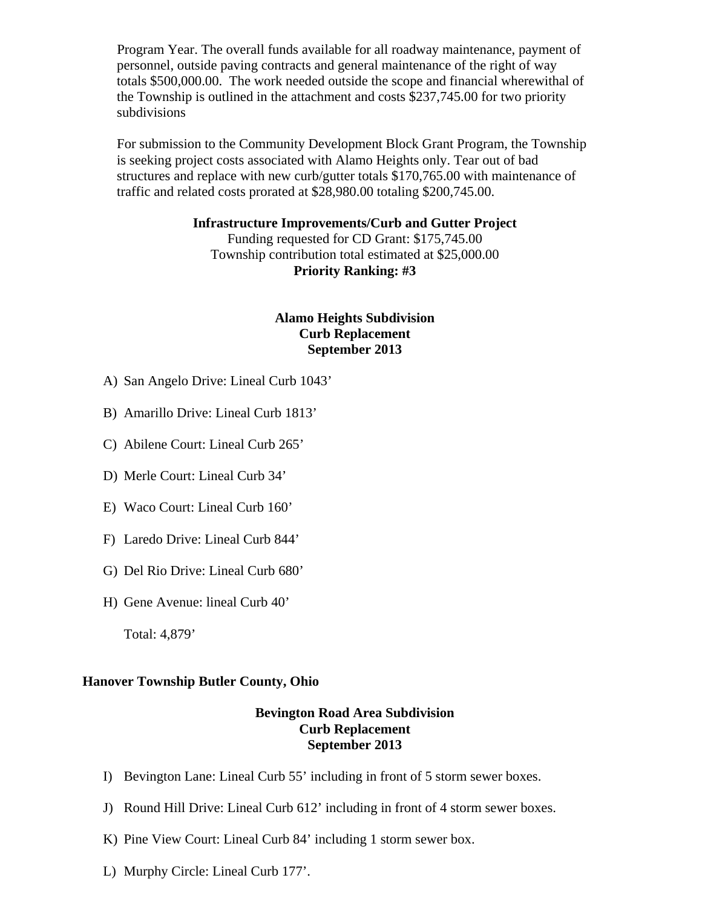Program Year. The overall funds available for all roadway maintenance, payment of personnel, outside paving contracts and general maintenance of the right of way totals $500,000.00. The work needed outside the scope and financial wherewithal of the Township is outlined in the attachment and costs $237,745.00 for two priority subdivisions

For submission to the Community Development Block Grant Program, the Township is seeking project costs associated with Alamo Heights only. Tear out of bad structures and replace with new curb/gutter totals $170,765.00 with maintenance of traffic and related costs prorated at $28,980.00 totaling $200,745.00.

**Infrastructure Improvements/Curb and Gutter Project**
Funding requested for CD Grant: $175,745.00
Township contribution total estimated at $25,000.00
**Priority Ranking: #3**

**Alamo Heights Subdivision**
**Curb Replacement**
**September 2013**

A) San Angelo Drive: Lineal Curb 1043'

B) Amarillo Drive: Lineal Curb 1813'

C) Abilene Court: Lineal Curb 265'

D) Merle Court: Lineal Curb 34'

E) Waco Court: Lineal Curb 160'

F) Laredo Drive: Lineal Curb 844'

G) Del Rio Drive: Lineal Curb 680'

H) Gene Avenue: lineal Curb 40'

Total: 4,879'

**Hanover Township Butler County, Ohio**

**Bevington Road Area Subdivision**
**Curb Replacement**
**September 2013**

I) Bevington Lane: Lineal Curb 55' including in front of 5 storm sewer boxes.

J) Round Hill Drive: Lineal Curb 612' including in front of 4 storm sewer boxes.

K) Pine View Court: Lineal Curb 84' including 1 storm sewer box.

L) Murphy Circle: Lineal Curb 177'.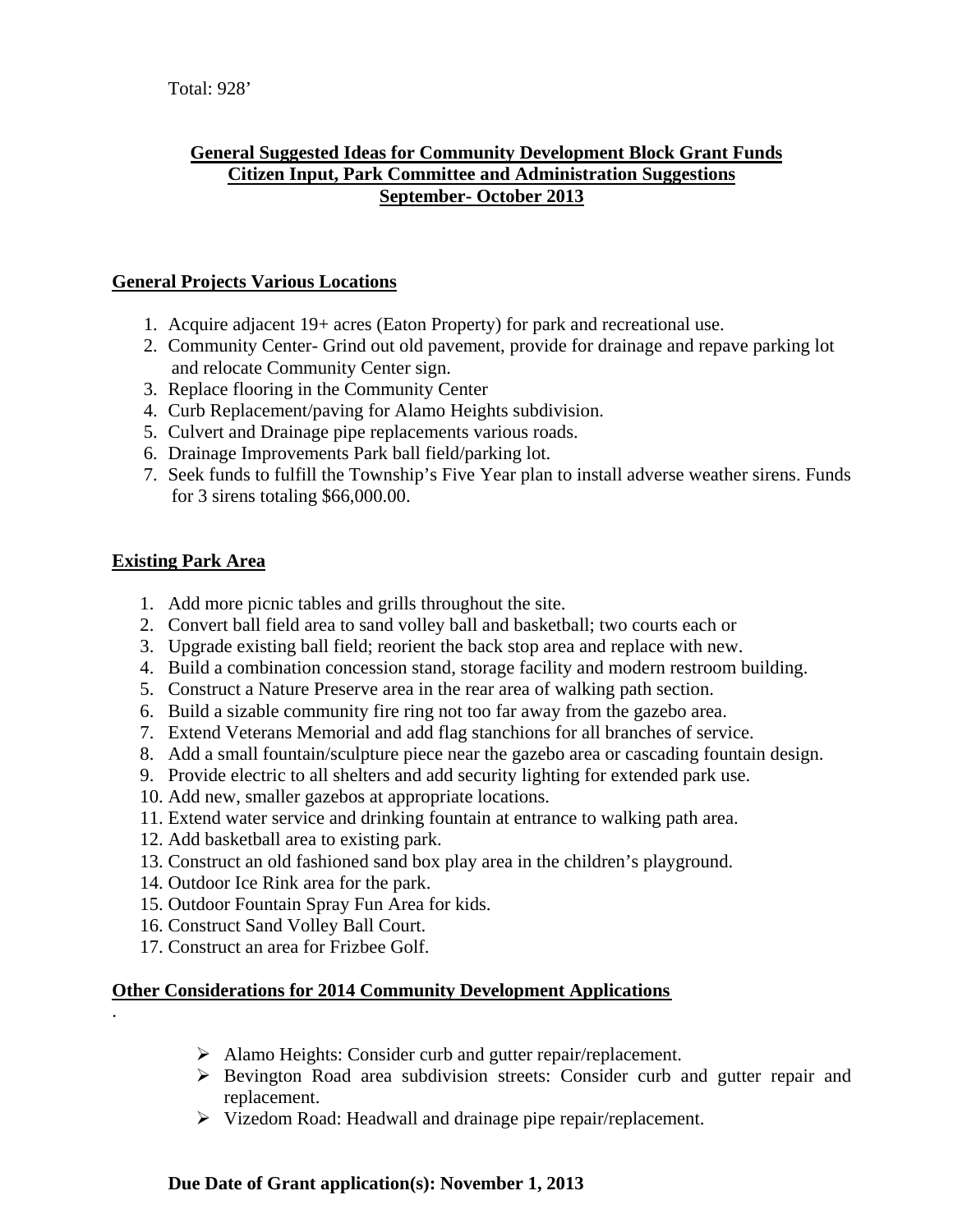Total: 928’

**General Suggested Ideas for Community Development Block Grant Funds**
**Citizen Input, Park Committee and Administration Suggestions**
**September- October 2013**

## General Projects Various Locations

1. Acquire adjacent 19+ acres (Eaton Property) for park and recreational use.
2. Community Center- Grind out old pavement, provide for drainage and repave parking lot and relocate Community Center sign.
3. Replace flooring in the Community Center
4. Curb Replacement/paving for Alamo Heights subdivision.
5. Culvert and Drainage pipe replacements various roads.
6. Drainage Improvements Park ball field/parking lot.
7. Seek funds to fulfill the Township’s Five Year plan to install adverse weather sirens. Funds for 3 sirens totaling $66,000.00.

## Existing Park Area

1. Add more picnic tables and grills throughout the site.
2. Convert ball field area to sand volley ball and basketball; two courts each or
3. Upgrade existing ball field; reorient the back stop area and replace with new.
4. Build a combination concession stand, storage facility and modern restroom building.
5. Construct a Nature Preserve area in the rear area of walking path section.
6. Build a sizable community fire ring not too far away from the gazebo area.
7. Extend Veterans Memorial and add flag stanchions for all branches of service.
8. Add a small fountain/sculpture piece near the gazebo area or cascading fountain design.
9. Provide electric to all shelters and add security lighting for extended park use.
10. Add new, smaller gazebos at appropriate locations.
11. Extend water service and drinking fountain at entrance to walking path area.
12. Add basketball area to existing park.
13. Construct an old fashioned sand box play area in the children’s playground.
14. Outdoor Ice Rink area for the park.
15. Outdoor Fountain Spray Fun Area for kids.
16. Construct Sand Volley Ball Court.
17. Construct an area for Frizbee Golf.

## Other Considerations for 2014 Community Development Applications

- Alamo Heights: Consider curb and gutter repair/replacement.
- Bevington Road area subdivision streets: Consider curb and gutter repair and replacement.
- Vizedom Road: Headwall and drainage pipe repair/replacement.

**Due Date of Grant application(s): November 1, 2013**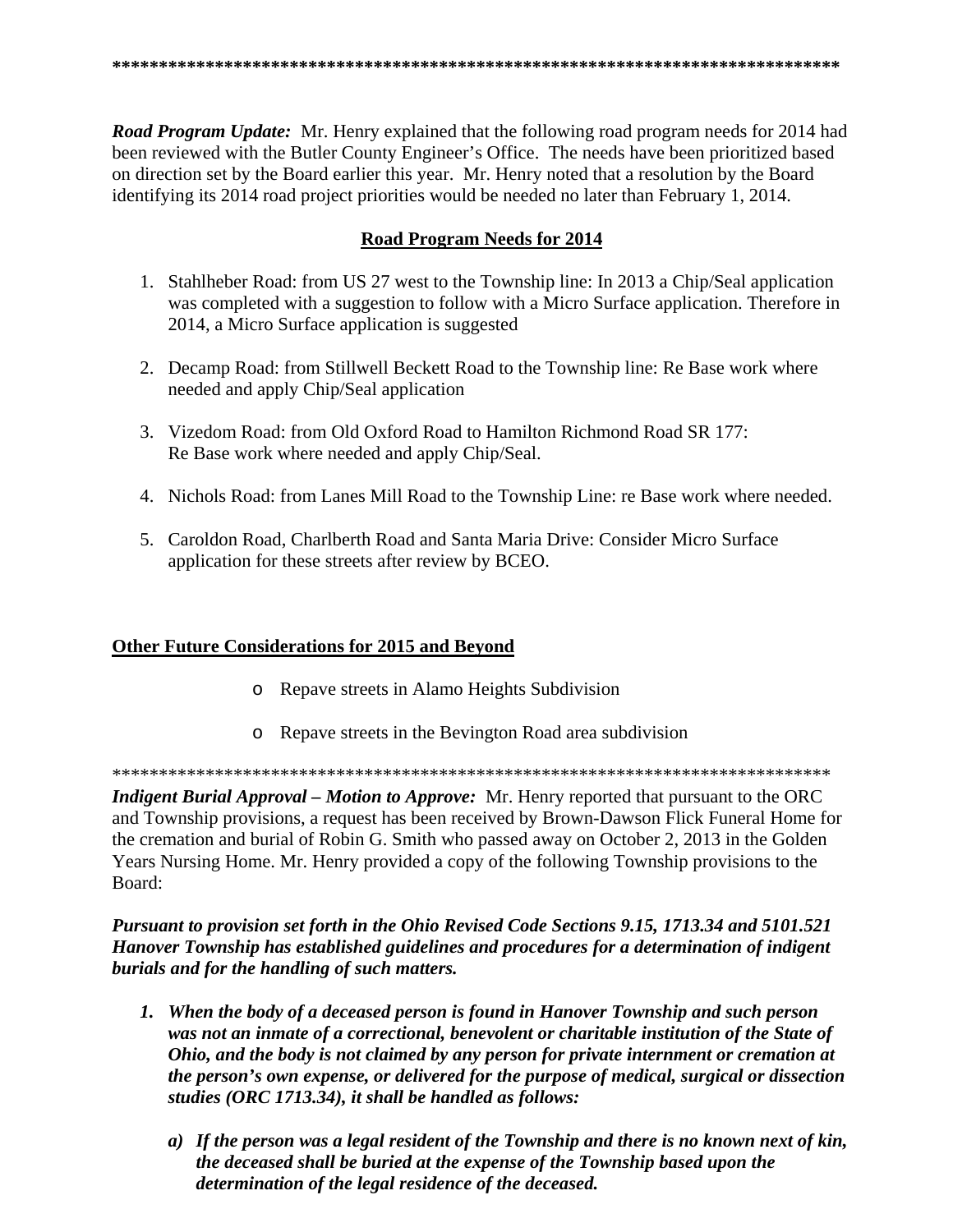*******************************************************************************

***Road Program Update:*** Mr. Henry explained that the following road program needs for 2014 had been reviewed with the Butler County Engineer's Office. The needs have been prioritized based on direction set by the Board earlier this year. Mr. Henry noted that a resolution by the Board identifying its 2014 road project priorities would be needed no later than February 1, 2014.

**Road Program Needs for 2014**

1. Stahlheber Road: from US 27 west to the Township line: In 2013 a Chip/Seal application was completed with a suggestion to follow with a Micro Surface application. Therefore in 2014, a Micro Surface application is suggested

2. Decamp Road: from Stillwell Beckett Road to the Township line: Re Base work where needed and apply Chip/Seal application

3. Vizedom Road: from Old Oxford Road to Hamilton Richmond Road SR 177: Re Base work where needed and apply Chip/Seal.

4. Nichols Road: from Lanes Mill Road to the Township Line: re Base work where needed.

5. Caroldon Road, Charlberth Road and Santa Maria Drive: Consider Micro Surface application for these streets after review by BCEO.

**Other Future Considerations for 2015 and Beyond**

- Repave streets in Alamo Heights Subdivision
- Repave streets in the Bevington Road area subdivision

*******************************************************************************

***Indigent Burial Approval – Motion to Approve:*** Mr. Henry reported that pursuant to the ORC and Township provisions, a request has been received by Brown-Dawson Flick Funeral Home for the cremation and burial of Robin G. Smith who passed away on October 2, 2013 in the Golden Years Nursing Home. Mr. Henry provided a copy of the following Township provisions to the Board:

***Pursuant to provision set forth in the Ohio Revised Code Sections 9.15, 1713.34 and 5101.521 Hanover Township has established guidelines and procedures for a determination of indigent burials and for the handling of such matters.***

1. ***When the body of a deceased person is found in Hanover Township and such person was not an inmate of a correctional, benevolent or charitable institution of the State of Ohio, and the body is not claimed by any person for private internment or cremation at the person's own expense, or delivered for the purpose of medical, surgical or dissection studies (ORC 1713.34), it shall be handled as follows:***

   a) ***If the person was a legal resident of the Township and there is no known next of kin, the deceased shall be buried at the expense of the Township based upon the determination of the legal residence of the deceased.***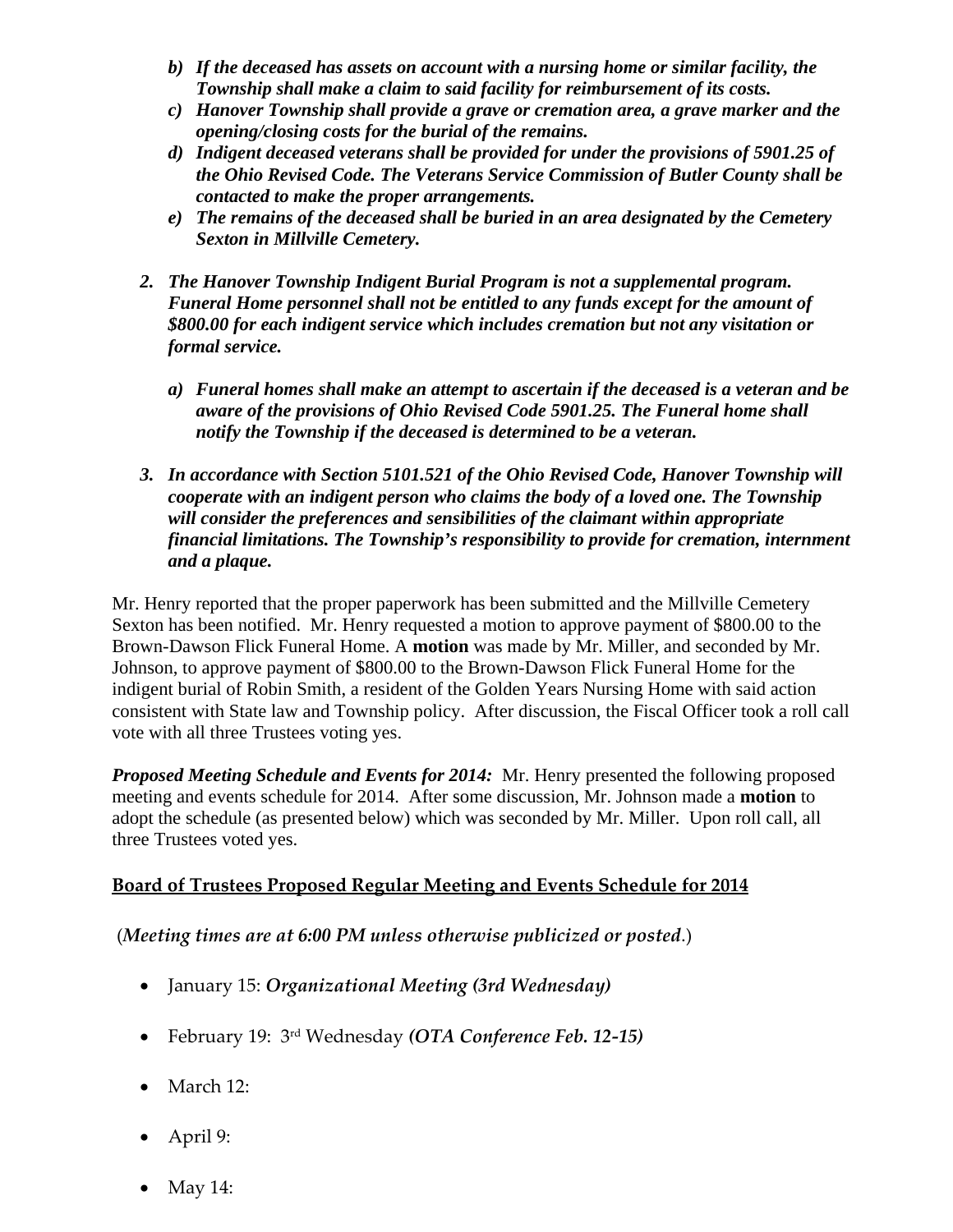b) ***If the deceased has assets on account with a nursing home or similar facility, the Township shall make a claim to said facility for reimbursement of its costs.***
c) ***Hanover Township shall provide a grave or cremation area, a grave marker and the opening/closing costs for the burial of the remains.***
d) ***Indigent deceased veterans shall be provided for under the provisions of 5901.25 of the Ohio Revised Code. The Veterans Service Commission of Butler County shall be contacted to make the proper arrangements.***
e) ***The remains of the deceased shall be buried in an area designated by the Cemetery Sexton in Millville Cemetery.***

2. ***The Hanover Township Indigent Burial Program is not a supplemental program. Funeral Home personnel shall not be entitled to any funds except for the amount of $800.00 for each indigent service which includes cremation but not any visitation or formal service.***

   a) ***Funeral homes shall make an attempt to ascertain if the deceased is a veteran and be aware of the provisions of Ohio Revised Code 5901.25. The Funeral home shall notify the Township if the deceased is determined to be a veteran.***

3. ***In accordance with Section 5101.521 of the Ohio Revised Code, Hanover Township will cooperate with an indigent person who claims the body of a loved one. The Township will consider the preferences and sensibilities of the claimant within appropriate financial limitations. The Township's responsibility to provide for cremation, internment and a plaque.***

Mr. Henry reported that the proper paperwork has been submitted and the Millville Cemetery Sexton has been notified. Mr. Henry requested a motion to approve payment of $800.00 to the Brown-Dawson Flick Funeral Home. A **motion** was made by Mr. Miller, and seconded by Mr. Johnson, to approve payment of $800.00 to the Brown-Dawson Flick Funeral Home for the indigent burial of Robin Smith, a resident of the Golden Years Nursing Home with said action consistent with State law and Township policy. After discussion, the Fiscal Officer took a roll call vote with all three Trustees voting yes.

***Proposed Meeting Schedule and Events for 2014:*** Mr. Henry presented the following proposed meeting and events schedule for 2014. After some discussion, Mr. Johnson made a **motion** to adopt the schedule (as presented below) which was seconded by Mr. Miller. Upon roll call, all three Trustees voted yes.

## Board of Trustees Proposed Regular Meeting and Events Schedule for 2014

(*Meeting times are at 6:00 PM unless otherwise publicized or posted*.)

- January 15: ***Organizational Meeting (3rd Wednesday)***
- February 19: 3rd Wednesday ***(OTA Conference Feb. 12-15)***
- March 12:
- April 9:
- May 14: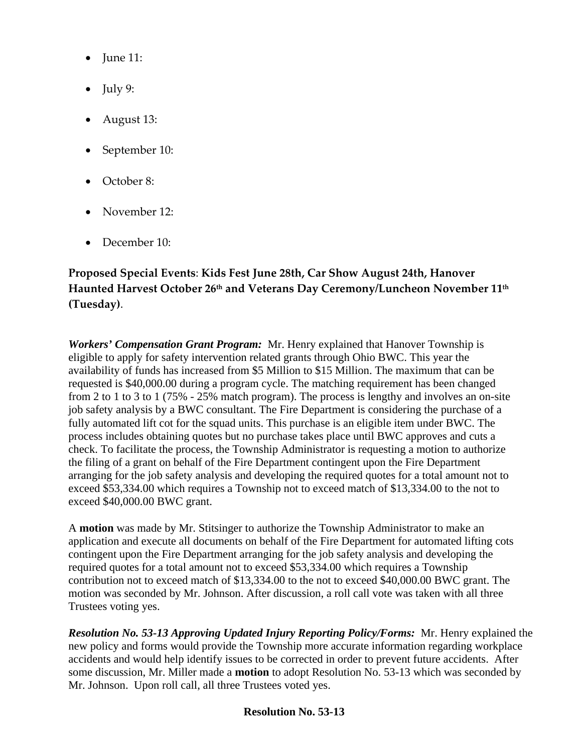- June 11:
- July 9:
- August 13:
- September 10:
- October 8:
- November 12:
- December 10:

**Proposed Special Events**: **Kids Fest June 28th, Car Show August 24th, Hanover Haunted Harvest October 26th and Veterans Day Ceremony/Luncheon November 11th (Tuesday)**.

***Workers' Compensation Grant Program:*** Mr. Henry explained that Hanover Township is eligible to apply for safety intervention related grants through Ohio BWC. This year the availability of funds has increased from $5 Million to $15 Million. The maximum that can be requested is $40,000.00 during a program cycle. The matching requirement has been changed from 2 to 1 to 3 to 1 (75% - 25% match program). The process is lengthy and involves an on-site job safety analysis by a BWC consultant. The Fire Department is considering the purchase of a fully automated lift cot for the squad units. This purchase is an eligible item under BWC. The process includes obtaining quotes but no purchase takes place until BWC approves and cuts a check. To facilitate the process, the Township Administrator is requesting a motion to authorize the filing of a grant on behalf of the Fire Department contingent upon the Fire Department arranging for the job safety analysis and developing the required quotes for a total amount not to exceed $53,334.00 which requires a Township not to exceed match of $13,334.00 to the not to exceed $40,000.00 BWC grant.

A **motion** was made by Mr. Stitsinger to authorize the Township Administrator to make an application and execute all documents on behalf of the Fire Department for automated lifting cots contingent upon the Fire Department arranging for the job safety analysis and developing the required quotes for a total amount not to exceed $53,334.00 which requires a Township contribution not to exceed match of $13,334.00 to the not to exceed $40,000.00 BWC grant. The motion was seconded by Mr. Johnson. After discussion, a roll call vote was taken with all three Trustees voting yes.

***Resolution No. 53-13 Approving Updated Injury Reporting Policy/Forms:*** Mr. Henry explained the new policy and forms would provide the Township more accurate information regarding workplace accidents and would help identify issues to be corrected in order to prevent future accidents. After some discussion, Mr. Miller made a **motion** to adopt Resolution No. 53-13 which was seconded by Mr. Johnson. Upon roll call, all three Trustees voted yes.

**Resolution No. 53-13**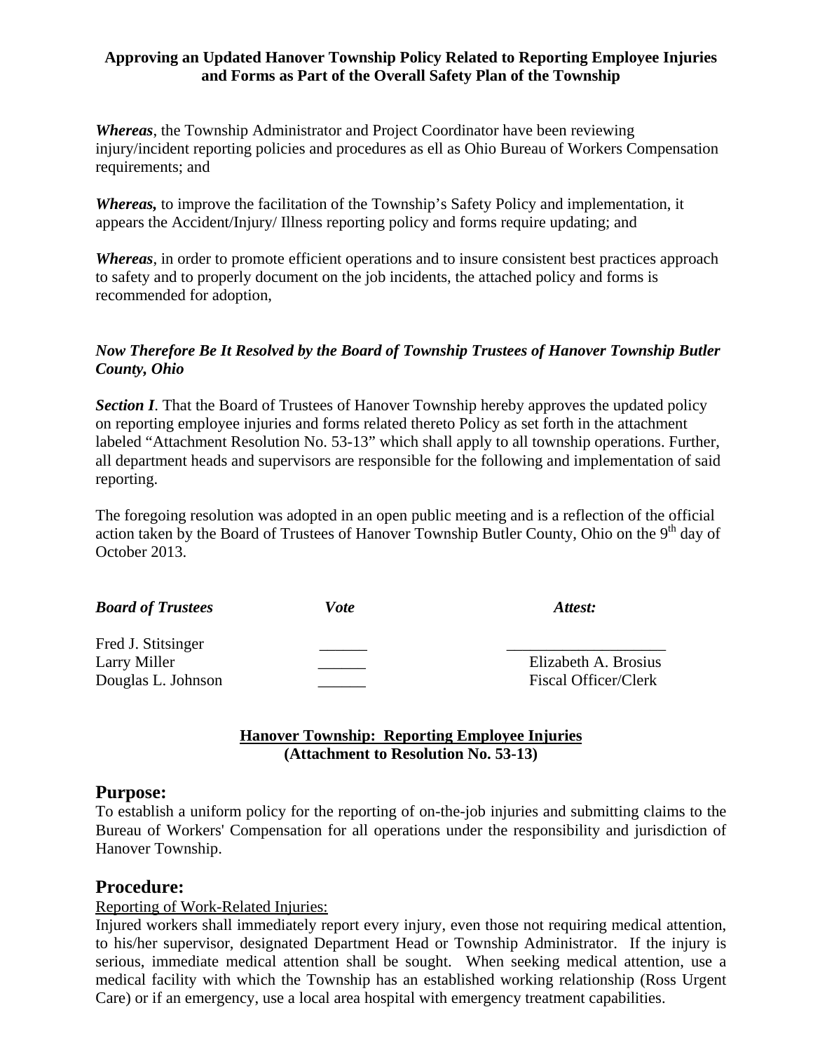**Approving an Updated Hanover Township Policy Related to Reporting Employee Injuries and Forms as Part of the Overall Safety Plan of the Township**

***Whereas***, the Township Administrator and Project Coordinator have been reviewing injury/incident reporting policies and procedures as ell as Ohio Bureau of Workers Compensation requirements; and

***Whereas,*** to improve the facilitation of the Township's Safety Policy and implementation, it appears the Accident/Injury/ Illness reporting policy and forms require updating; and

***Whereas***, in order to promote efficient operations and to insure consistent best practices approach to safety and to properly document on the job incidents, the attached policy and forms is recommended for adoption,

***Now Therefore Be It Resolved by the Board of Township Trustees of Hanover Township Butler County, Ohio***

***Section I***. That the Board of Trustees of Hanover Township hereby approves the updated policy on reporting employee injuries and forms related thereto Policy as set forth in the attachment labeled "Attachment Resolution No. 53-13" which shall apply to all township operations. Further, all department heads and supervisors are responsible for the following and implementation of said reporting.

The foregoing resolution was adopted in an open public meeting and is a reflection of the official action taken by the Board of Trustees of Hanover Township Butler County, Ohio on the 9th day of October 2013.

| ***Board of Trustees*** | ***Vote*** | ***Attest:*** |
|---|---|---|
| Fred J. Stitsinger | ______ | ____________________ |
| Larry Miller | ______ | Elizabeth A. Brosius |
| Douglas L. Johnson | ______ | Fiscal Officer/Clerk |

**Hanover Township: Reporting Employee Injuries**
**(Attachment to Resolution No. 53-13)**

## Purpose:

To establish a uniform policy for the reporting of on-the-job injuries and submitting claims to the Bureau of Workers' Compensation for all operations under the responsibility and jurisdiction of Hanover Township.

## Procedure:

Reporting of Work-Related Injuries:

Injured workers shall immediately report every injury, even those not requiring medical attention, to his/her supervisor, designated Department Head or Township Administrator. If the injury is serious, immediate medical attention shall be sought. When seeking medical attention, use a medical facility with which the Township has an established working relationship (Ross Urgent Care) or if an emergency, use a local area hospital with emergency treatment capabilities.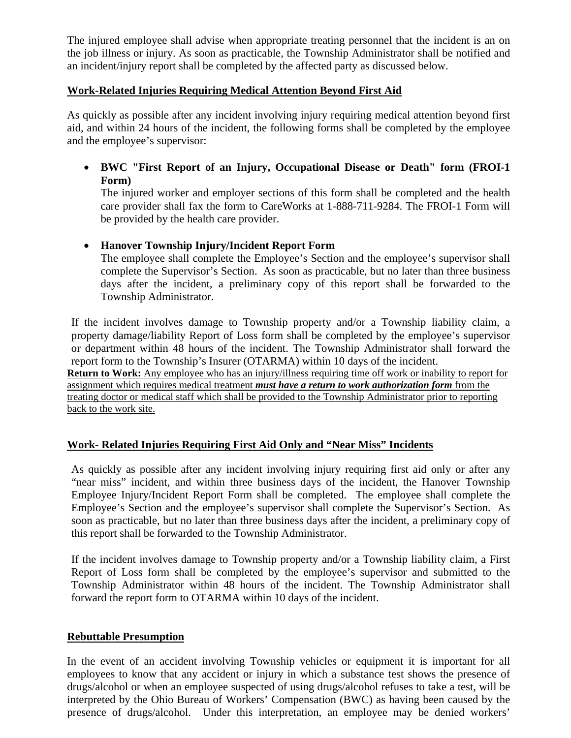The injured employee shall advise when appropriate treating personnel that the incident is an on the job illness or injury. As soon as practicable, the Township Administrator shall be notified and an incident/injury report shall be completed by the affected party as discussed below.

**Work-Related Injuries Requiring Medical Attention Beyond First Aid**

As quickly as possible after any incident involving injury requiring medical attention beyond first aid, and within 24 hours of the incident, the following forms shall be completed by the employee and the employee's supervisor:

- **BWC "First Report of an Injury, Occupational Disease or Death" form (FROI-1 Form)**
  The injured worker and employer sections of this form shall be completed and the health care provider shall fax the form to CareWorks at 1-888-711-9284. The FROI-1 Form will be provided by the health care provider.

- **Hanover Township Injury/Incident Report Form**
  The employee shall complete the Employee's Section and the employee's supervisor shall complete the Supervisor's Section. As soon as practicable, but no later than three business days after the incident, a preliminary copy of this report shall be forwarded to the Township Administrator.

If the incident involves damage to Township property and/or a Township liability claim, a property damage/liability Report of Loss form shall be completed by the employee's supervisor or department within 48 hours of the incident. The Township Administrator shall forward the report form to the Township's Insurer (OTARMA) within 10 days of the incident.

**Return to Work:** Any employee who has an injury/illness requiring time off work or inability to report for assignment which requires medical treatment ***must have a return to work authorization form*** from the treating doctor or medical staff which shall be provided to the Township Administrator prior to reporting back to the work site.

**Work- Related Injuries Requiring First Aid Only and "Near Miss" Incidents**

As quickly as possible after any incident involving injury requiring first aid only or after any "near miss" incident, and within three business days of the incident, the Hanover Township Employee Injury/Incident Report Form shall be completed. The employee shall complete the Employee's Section and the employee's supervisor shall complete the Supervisor's Section. As soon as practicable, but no later than three business days after the incident, a preliminary copy of this report shall be forwarded to the Township Administrator.

If the incident involves damage to Township property and/or a Township liability claim, a First Report of Loss form shall be completed by the employee's supervisor and submitted to the Township Administrator within 48 hours of the incident. The Township Administrator shall forward the report form to OTARMA within 10 days of the incident.

**Rebuttable Presumption**

In the event of an accident involving Township vehicles or equipment it is important for all employees to know that any accident or injury in which a substance test shows the presence of drugs/alcohol or when an employee suspected of using drugs/alcohol refuses to take a test, will be interpreted by the Ohio Bureau of Workers' Compensation (BWC) as having been caused by the presence of drugs/alcohol. Under this interpretation, an employee may be denied workers'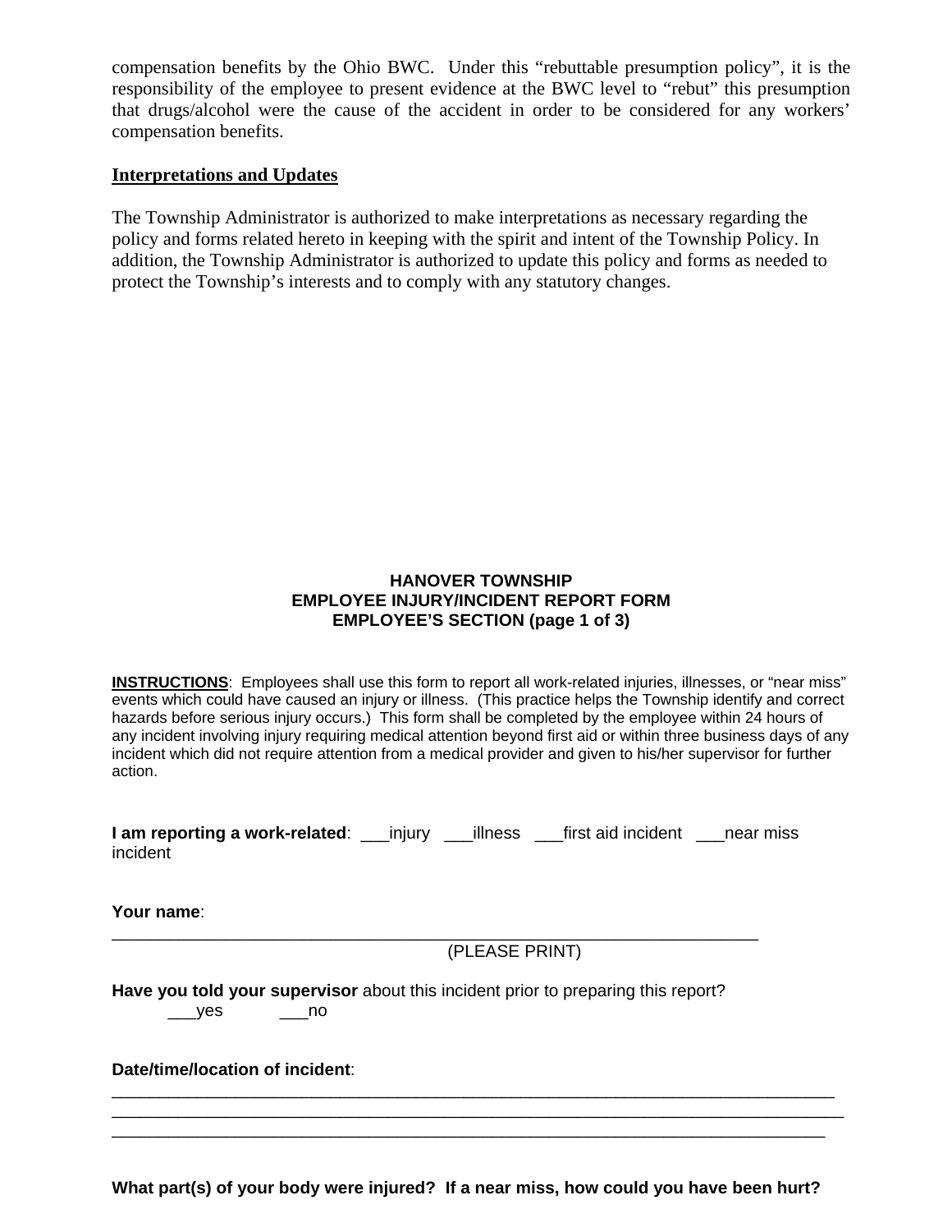compensation benefits by the Ohio BWC. Under this "rebuttable presumption policy", it is the responsibility of the employee to present evidence at the BWC level to "rebut" this presumption that drugs/alcohol were the cause of the accident in order to be considered for any workers' compensation benefits.

**Interpretations and Updates**

The Township Administrator is authorized to make interpretations as necessary regarding the policy and forms related hereto in keeping with the spirit and intent of the Township Policy. In addition, the Township Administrator is authorized to update this policy and forms as needed to protect the Township's interests and to comply with any statutory changes.

**HANOVER TOWNSHIP**
**EMPLOYEE INJURY/INCIDENT REPORT FORM**
**EMPLOYEE'S SECTION (page 1 of 3)**

**INSTRUCTIONS**: Employees shall use this form to report all work-related injuries, illnesses, or "near miss" events which could have caused an injury or illness. (This practice helps the Township identify and correct hazards before serious injury occurs.) This form shall be completed by the employee within 24 hours of any incident involving injury requiring medical attention beyond first aid or within three business days of any incident which did not require attention from a medical provider and given to his/her supervisor for further action.

**I am reporting a work-related**: ___injury ___illness ___first aid incident ___near miss incident

**Your name**:
______________________________________________________________________
(PLEASE PRINT)

**Have you told your supervisor** about this incident prior to preparing this report?
___yes ___no

**Date/time/location of incident**:
______________________________________________________________________
______________________________________________________________________
______________________________________________________________________

**What part(s) of your body were injured? If a near miss, how could you have been hurt?**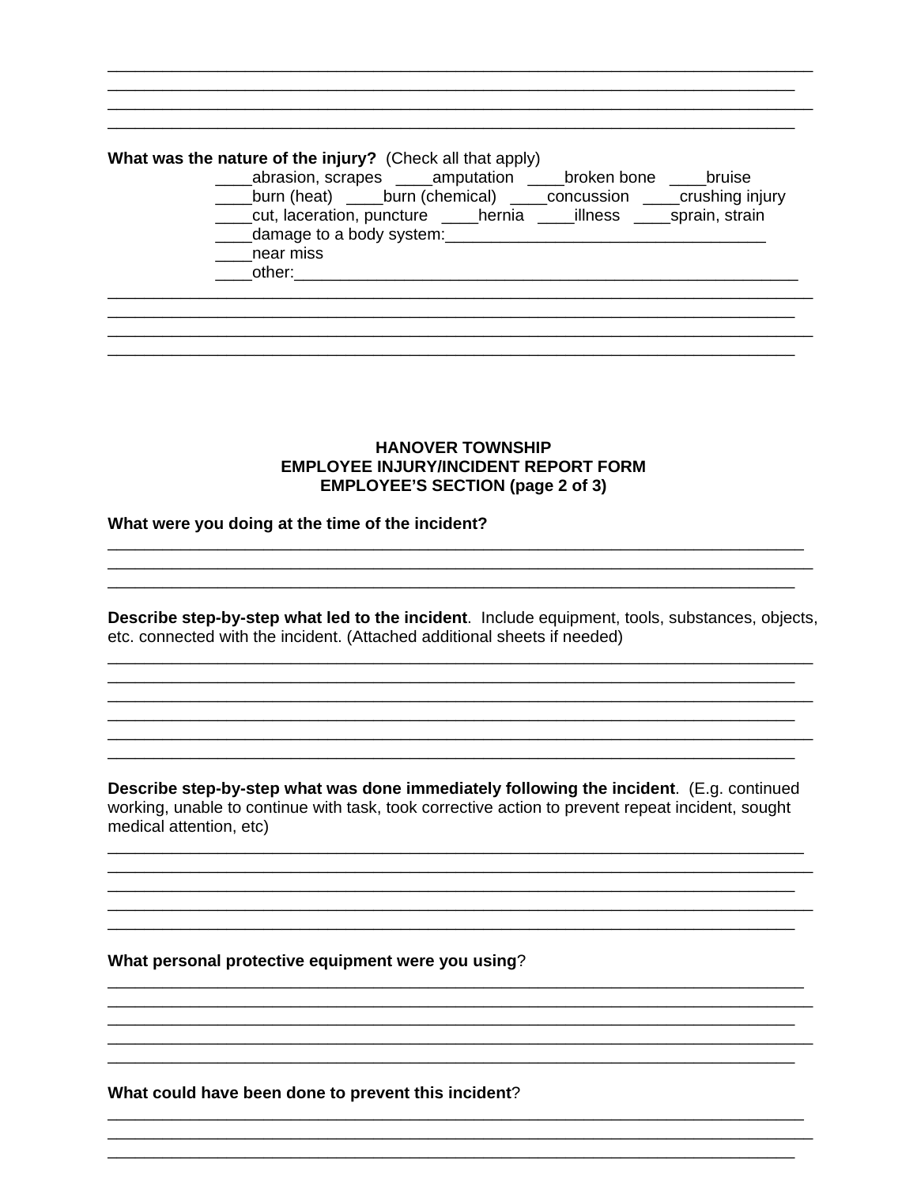______________________________________________________________________________
______________________________________________________________________________
______________________________________________________________________________
______________________________________________________________________________

**What was the nature of the injury?** (Check all that apply)

____abrasion, scrapes ____amputation ____broken bone ____bruise
____burn (heat) ____burn (chemical) ____concussion ____crushing injury
____cut, laceration, puncture ____hernia ____illness ____sprain, strain
____damage to a body system:___________________________________
____near miss
____other:______________________________________________________

______________________________________________________________________________
______________________________________________________________________________
______________________________________________________________________________
______________________________________________________________________________

**HANOVER TOWNSHIP**
**EMPLOYEE INJURY/INCIDENT REPORT FORM**
**EMPLOYEE'S SECTION (page 2 of 3)**

**What were you doing at the time of the incident?**

______________________________________________________________________________
______________________________________________________________________________
______________________________________________________________________________

**Describe step-by-step what led to the incident**. Include equipment, tools, substances, objects, etc. connected with the incident. (Attached additional sheets if needed)

______________________________________________________________________________
______________________________________________________________________________
______________________________________________________________________________
______________________________________________________________________________
______________________________________________________________________________
______________________________________________________________________________

**Describe step-by-step what was done immediately following the incident**. (E.g. continued working, unable to continue with task, took corrective action to prevent repeat incident, sought medical attention, etc)

______________________________________________________________________________
______________________________________________________________________________
______________________________________________________________________________
______________________________________________________________________________
______________________________________________________________________________

**What personal protective equipment were you using**?

______________________________________________________________________________
______________________________________________________________________________
______________________________________________________________________________
______________________________________________________________________________
______________________________________________________________________________

**What could have been done to prevent this incident**?

______________________________________________________________________________
______________________________________________________________________________
______________________________________________________________________________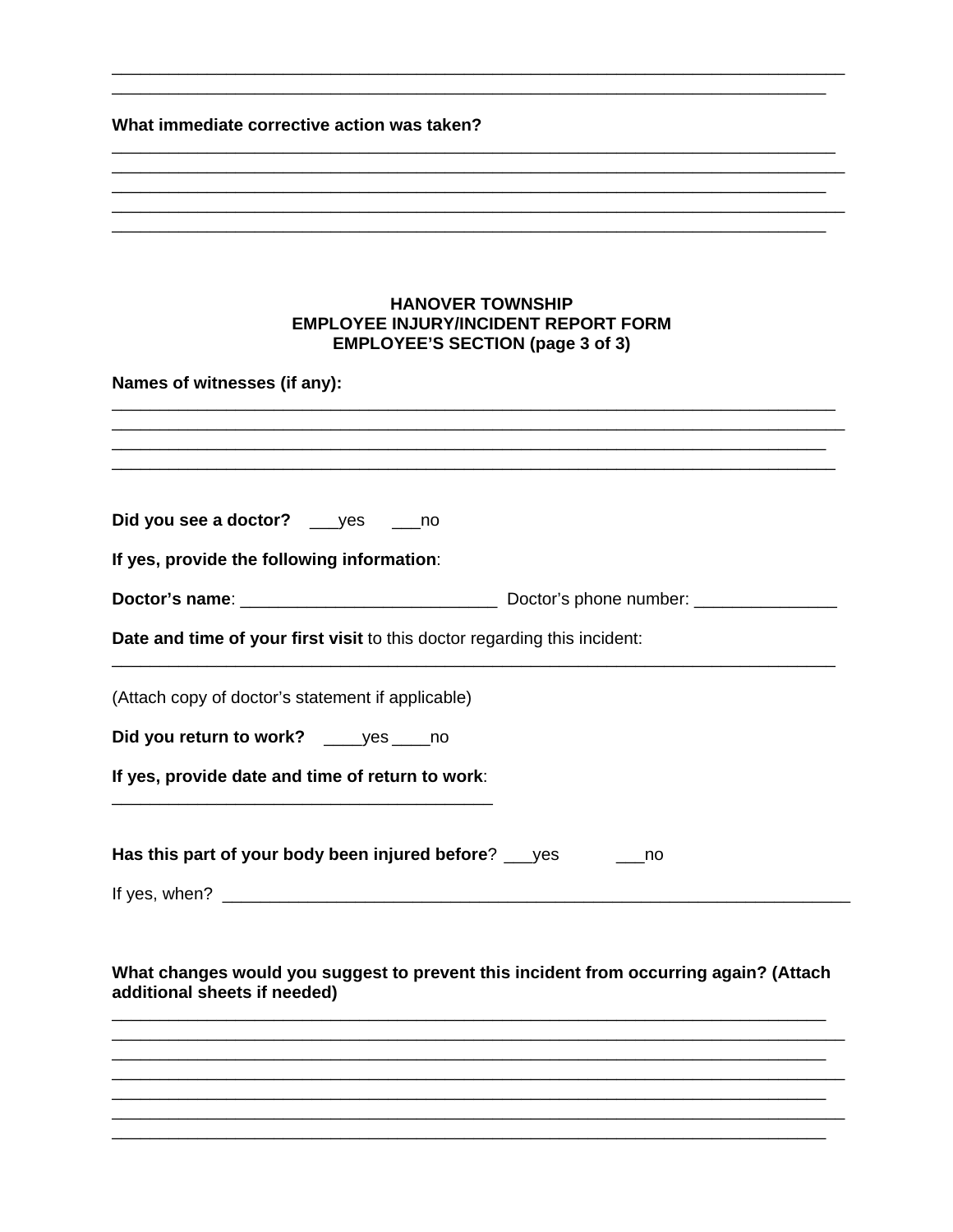\_\_\_\_\_\_\_\_\_\_\_\_\_\_\_\_\_\_\_\_\_\_\_\_\_\_\_\_\_\_\_\_\_\_\_\_\_\_\_\_\_\_\_\_\_\_\_\_\_\_\_\_\_\_\_\_\_\_\_\_\_\_\_\_\_\_\_\_\_\_\_\_\_\_\_\_\_\_
\_\_\_\_\_\_\_\_\_\_\_\_\_\_\_\_\_\_\_\_\_\_\_\_\_\_\_\_\_\_\_\_\_\_\_\_\_\_\_\_\_\_\_\_\_\_\_\_\_\_\_\_\_\_\_\_\_\_\_\_\_\_\_\_\_\_\_\_\_\_\_\_\_\_\_\_

**What immediate corrective action was taken?**

\_\_\_\_\_\_\_\_\_\_\_\_\_\_\_\_\_\_\_\_\_\_\_\_\_\_\_\_\_\_\_\_\_\_\_\_\_\_\_\_\_\_\_\_\_\_\_\_\_\_\_\_\_\_\_\_\_\_\_\_\_\_\_\_\_\_\_\_\_\_\_\_\_\_\_\_
\_\_\_\_\_\_\_\_\_\_\_\_\_\_\_\_\_\_\_\_\_\_\_\_\_\_\_\_\_\_\_\_\_\_\_\_\_\_\_\_\_\_\_\_\_\_\_\_\_\_\_\_\_\_\_\_\_\_\_\_\_\_\_\_\_\_\_\_\_\_\_\_\_\_\_\_\_
\_\_\_\_\_\_\_\_\_\_\_\_\_\_\_\_\_\_\_\_\_\_\_\_\_\_\_\_\_\_\_\_\_\_\_\_\_\_\_\_\_\_\_\_\_\_\_\_\_\_\_\_\_\_\_\_\_\_\_\_\_\_\_\_\_\_\_\_\_\_\_\_\_\_\_\_
\_\_\_\_\_\_\_\_\_\_\_\_\_\_\_\_\_\_\_\_\_\_\_\_\_\_\_\_\_\_\_\_\_\_\_\_\_\_\_\_\_\_\_\_\_\_\_\_\_\_\_\_\_\_\_\_\_\_\_\_\_\_\_\_\_\_\_\_\_\_\_\_\_\_\_\_\_
\_\_\_\_\_\_\_\_\_\_\_\_\_\_\_\_\_\_\_\_\_\_\_\_\_\_\_\_\_\_\_\_\_\_\_\_\_\_\_\_\_\_\_\_\_\_\_\_\_\_\_\_\_\_\_\_\_\_\_\_\_\_\_\_\_\_\_\_\_\_\_\_\_\_\_\_

# HANOVER TOWNSHIP
## EMPLOYEE INJURY/INCIDENT REPORT FORM
## EMPLOYEE'S SECTION (page 3 of 3)

**Names of witnesses (if any):**

\_\_\_\_\_\_\_\_\_\_\_\_\_\_\_\_\_\_\_\_\_\_\_\_\_\_\_\_\_\_\_\_\_\_\_\_\_\_\_\_\_\_\_\_\_\_\_\_\_\_\_\_\_\_\_\_\_\_\_\_\_\_\_\_\_\_\_\_\_\_\_\_\_\_\_\_
\_\_\_\_\_\_\_\_\_\_\_\_\_\_\_\_\_\_\_\_\_\_\_\_\_\_\_\_\_\_\_\_\_\_\_\_\_\_\_\_\_\_\_\_\_\_\_\_\_\_\_\_\_\_\_\_\_\_\_\_\_\_\_\_\_\_\_\_\_\_\_\_\_\_\_\_\_
\_\_\_\_\_\_\_\_\_\_\_\_\_\_\_\_\_\_\_\_\_\_\_\_\_\_\_\_\_\_\_\_\_\_\_\_\_\_\_\_\_\_\_\_\_\_\_\_\_\_\_\_\_\_\_\_\_\_\_\_\_\_\_\_\_\_\_\_\_\_\_\_\_\_\_\_
\_\_\_\_\_\_\_\_\_\_\_\_\_\_\_\_\_\_\_\_\_\_\_\_\_\_\_\_\_\_\_\_\_\_\_\_\_\_\_\_\_\_\_\_\_\_\_\_\_\_\_\_\_\_\_\_\_\_\_\_\_\_\_\_\_\_\_\_\_\_\_\_\_\_\_\_

**Did you see a doctor?** \_\_\_yes \_\_\_no

**If yes, provide the following information**:

**Doctor's name**: \_\_\_\_\_\_\_\_\_\_\_\_\_\_\_\_\_\_\_\_\_\_\_\_\_\_\_ Doctor's phone number: \_\_\_\_\_\_\_\_\_\_\_\_\_\_\_

**Date and time of your first visit** to this doctor regarding this incident:

\_\_\_\_\_\_\_\_\_\_\_\_\_\_\_\_\_\_\_\_\_\_\_\_\_\_\_\_\_\_\_\_\_\_\_\_\_\_\_\_\_\_\_\_\_\_\_\_\_\_\_\_\_\_\_\_\_\_\_\_\_\_\_\_\_\_\_\_\_\_\_\_\_\_\_\_

(Attach copy of doctor's statement if applicable)

**Did you return to work?** \_\_\_\_yes \_\_\_\_no

**If yes, provide date and time of return to work**:

\_\_\_\_\_\_\_\_\_\_\_\_\_\_\_\_\_\_\_\_\_\_\_\_\_\_\_\_\_\_\_\_\_\_\_\_\_\_\_\_\_

**Has this part of your body been injured before**? \_\_\_yes \_\_\_no

If yes, when? \_\_\_\_\_\_\_\_\_\_\_\_\_\_\_\_\_\_\_\_\_\_\_\_\_\_\_\_\_\_\_\_\_\_\_\_\_\_\_\_\_\_\_\_\_\_\_\_\_\_\_\_\_\_\_\_\_\_\_\_\_\_\_\_

**What changes would you suggest to prevent this incident from occurring again? (Attach additional sheets if needed)**

\_\_\_\_\_\_\_\_\_\_\_\_\_\_\_\_\_\_\_\_\_\_\_\_\_\_\_\_\_\_\_\_\_\_\_\_\_\_\_\_\_\_\_\_\_\_\_\_\_\_\_\_\_\_\_\_\_\_\_\_\_\_\_\_\_\_\_\_\_\_\_\_\_\_\_\_
\_\_\_\_\_\_\_\_\_\_\_\_\_\_\_\_\_\_\_\_\_\_\_\_\_\_\_\_\_\_\_\_\_\_\_\_\_\_\_\_\_\_\_\_\_\_\_\_\_\_\_\_\_\_\_\_\_\_\_\_\_\_\_\_\_\_\_\_\_\_\_\_\_\_\_\_\_
\_\_\_\_\_\_\_\_\_\_\_\_\_\_\_\_\_\_\_\_\_\_\_\_\_\_\_\_\_\_\_\_\_\_\_\_\_\_\_\_\_\_\_\_\_\_\_\_\_\_\_\_\_\_\_\_\_\_\_\_\_\_\_\_\_\_\_\_\_\_\_\_\_\_\_\_
\_\_\_\_\_\_\_\_\_\_\_\_\_\_\_\_\_\_\_\_\_\_\_\_\_\_\_\_\_\_\_\_\_\_\_\_\_\_\_\_\_\_\_\_\_\_\_\_\_\_\_\_\_\_\_\_\_\_\_\_\_\_\_\_\_\_\_\_\_\_\_\_\_\_\_\_\_
\_\_\_\_\_\_\_\_\_\_\_\_\_\_\_\_\_\_\_\_\_\_\_\_\_\_\_\_\_\_\_\_\_\_\_\_\_\_\_\_\_\_\_\_\_\_\_\_\_\_\_\_\_\_\_\_\_\_\_\_\_\_\_\_\_\_\_\_\_\_\_\_\_\_\_\_
\_\_\_\_\_\_\_\_\_\_\_\_\_\_\_\_\_\_\_\_\_\_\_\_\_\_\_\_\_\_\_\_\_\_\_\_\_\_\_\_\_\_\_\_\_\_\_\_\_\_\_\_\_\_\_\_\_\_\_\_\_\_\_\_\_\_\_\_\_\_\_\_\_\_\_\_\_
\_\_\_\_\_\_\_\_\_\_\_\_\_\_\_\_\_\_\_\_\_\_\_\_\_\_\_\_\_\_\_\_\_\_\_\_\_\_\_\_\_\_\_\_\_\_\_\_\_\_\_\_\_\_\_\_\_\_\_\_\_\_\_\_\_\_\_\_\_\_\_\_\_\_\_\_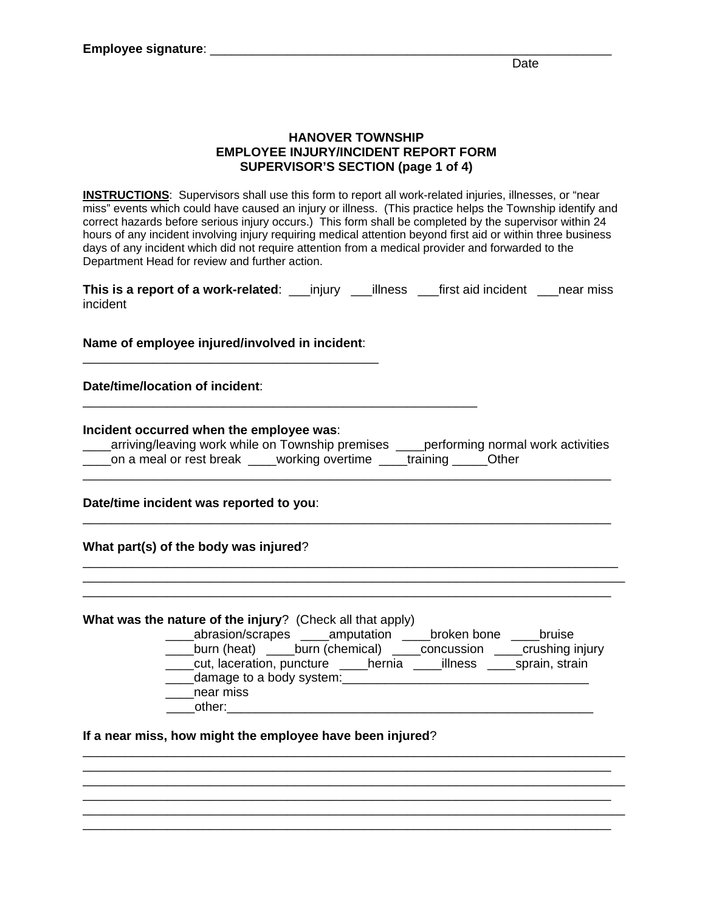**Employee signature**: ____________________________________________________________
Date

**HANOVER TOWNSHIP**
**EMPLOYEE INJURY/INCIDENT REPORT FORM**
**SUPERVISOR'S SECTION (page 1 of 4)**

**INSTRUCTIONS**: Supervisors shall use this form to report all work-related injuries, illnesses, or "near miss" events which could have caused an injury or illness. (This practice helps the Township identify and correct hazards before serious injury occurs.) This form shall be completed by the supervisor within 24 hours of any incident involving injury requiring medical attention beyond first aid or within three business days of any incident which did not require attention from a medical provider and forwarded to the Department Head for review and further action.

**This is a report of a work-related**: ___injury ___illness ___first aid incident ___near miss incident

**Name of employee injured/involved in incident**:
__________________________________________

**Date/time/location of incident**:
________________________________________________________

**Incident occurred when the employee was**:
____arriving/leaving work while on Township premises ____performing normal work activities
____on a meal or rest break ____working overtime ____training _____Other
___________________________________________________________________________

**Date/time incident was reported to you**:
___________________________________________________________________________

**What part(s) of the body was injured**?
___________________________________________________________________________
___________________________________________________________________________
___________________________________________________________________________

**What was the nature of the injury**? (Check all that apply)
____abrasion/scrapes ____amputation ____broken bone ____bruise
____burn (heat) ____burn (chemical) ____concussion ____crushing injury
____cut, laceration, puncture ____hernia ____illness ____sprain, strain
____damage to a body system:___________________________________
____near miss
____other:_____________________________________________________

**If a near miss, how might the employee have been injured**?
___________________________________________________________________________
___________________________________________________________________________
___________________________________________________________________________
___________________________________________________________________________
___________________________________________________________________________
___________________________________________________________________________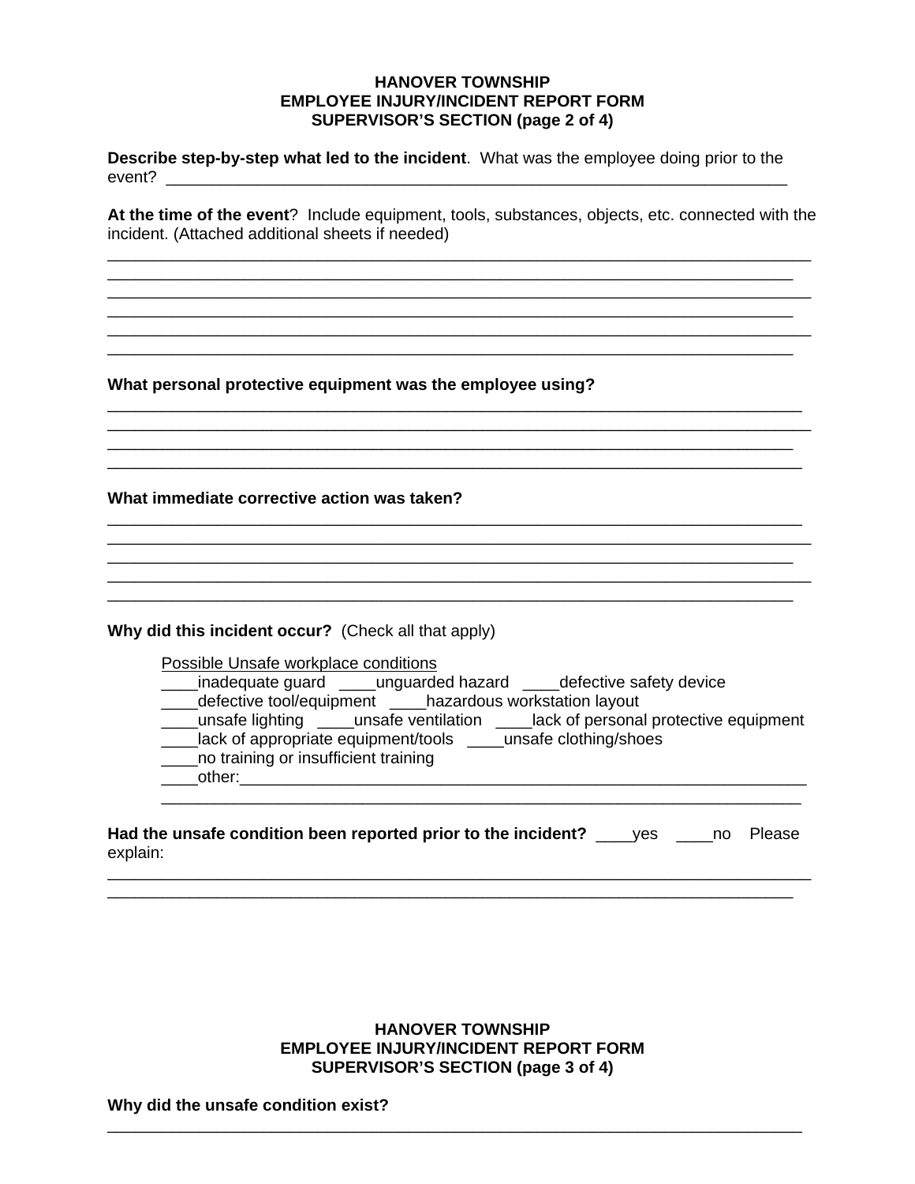**HANOVER TOWNSHIP**
**EMPLOYEE INJURY/INCIDENT REPORT FORM**
**SUPERVISOR'S SECTION (page 2 of 4)**

**Describe step-by-step what led to the incident**. What was the employee doing prior to the event? ______________________________________________________________________

**At the time of the event**? Include equipment, tools, substances, objects, etc. connected with the incident. (Attached additional sheets if needed)

______________________________________________________________________________
______________________________________________________________________________
______________________________________________________________________________
______________________________________________________________________________
______________________________________________________________________________
______________________________________________________________________________

**What personal protective equipment was the employee using?**

______________________________________________________________________________
______________________________________________________________________________
______________________________________________________________________________
______________________________________________________________________________

**What immediate corrective action was taken?**

______________________________________________________________________________
______________________________________________________________________________
______________________________________________________________________________
______________________________________________________________________________
______________________________________________________________________________

**Why did this incident occur?** (Check all that apply)

Possible Unsafe workplace conditions

____inadequate guard ____unguarded hazard ____defective safety device
____defective tool/equipment ____hazardous workstation layout
____unsafe lighting ____unsafe ventilation ____lack of personal protective equipment
____lack of appropriate equipment/tools ____unsafe clothing/shoes
____no training or insufficient training
____other:_________________________________________________________________
_____________________________________________________________________________

**Had the unsafe condition been reported prior to the incident?** ____yes ____no Please explain:

______________________________________________________________________________
______________________________________________________________________________

**HANOVER TOWNSHIP**
**EMPLOYEE INJURY/INCIDENT REPORT FORM**
**SUPERVISOR'S SECTION (page 3 of 4)**

**Why did the unsafe condition exist?**

______________________________________________________________________________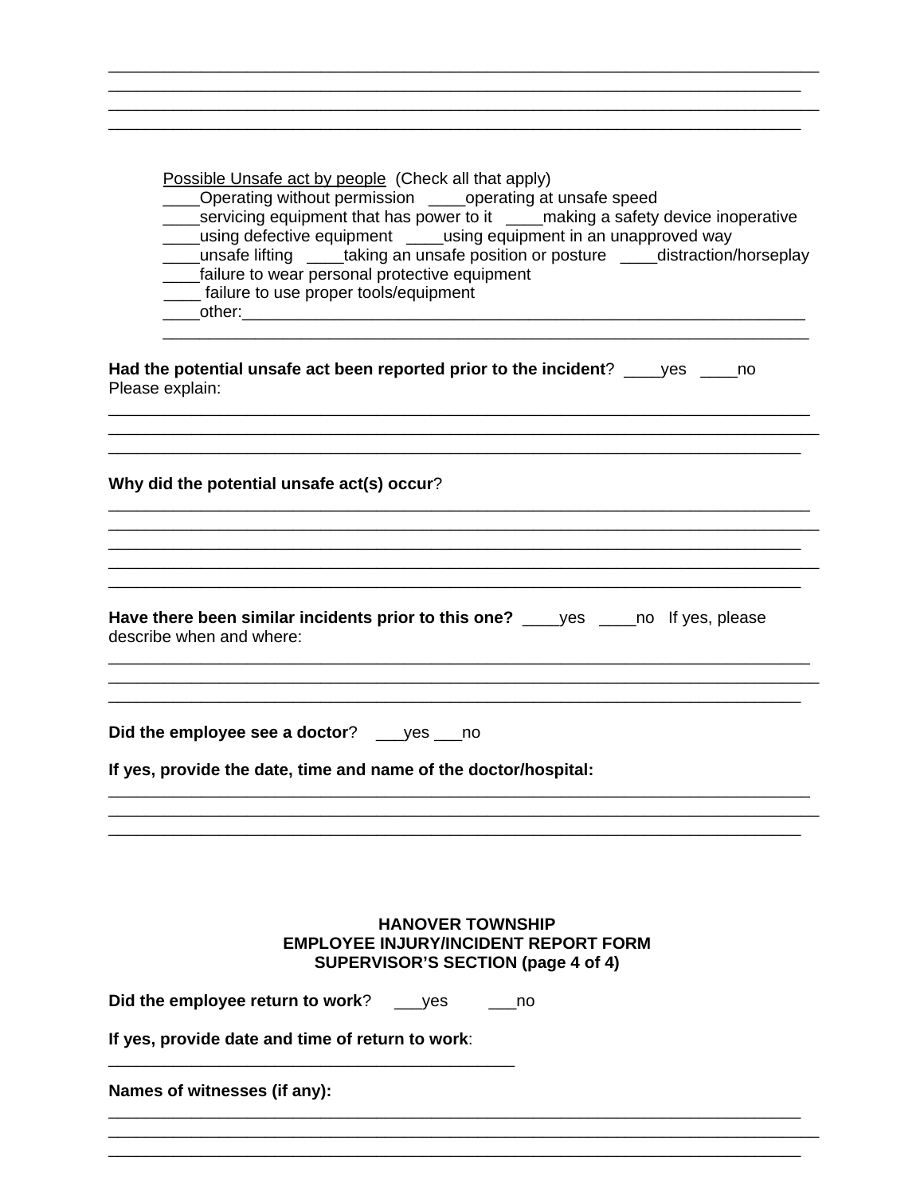\_\_\_\_\_\_\_\_\_\_\_\_\_\_\_\_\_\_\_\_\_\_\_\_\_\_\_\_\_\_\_\_\_\_\_\_\_\_\_\_\_\_\_\_\_\_\_\_\_\_\_\_\_\_\_\_\_\_\_\_\_\_\_\_\_\_\_\_\_\_\_\_\_\_\_\_\_\_
\_\_\_\_\_\_\_\_\_\_\_\_\_\_\_\_\_\_\_\_\_\_\_\_\_\_\_\_\_\_\_\_\_\_\_\_\_\_\_\_\_\_\_\_\_\_\_\_\_\_\_\_\_\_\_\_\_\_\_\_\_\_\_\_\_\_\_\_\_\_\_\_\_\_\_\_
\_\_\_\_\_\_\_\_\_\_\_\_\_\_\_\_\_\_\_\_\_\_\_\_\_\_\_\_\_\_\_\_\_\_\_\_\_\_\_\_\_\_\_\_\_\_\_\_\_\_\_\_\_\_\_\_\_\_\_\_\_\_\_\_\_\_\_\_\_\_\_\_\_\_\_\_\_\_
\_\_\_\_\_\_\_\_\_\_\_\_\_\_\_\_\_\_\_\_\_\_\_\_\_\_\_\_\_\_\_\_\_\_\_\_\_\_\_\_\_\_\_\_\_\_\_\_\_\_\_\_\_\_\_\_\_\_\_\_\_\_\_\_\_\_\_\_\_\_\_\_\_\_\_\_

<u>Possible Unsafe act by people</u> (Check all that apply)

\_\_\_\_Operating without permission \_\_\_\_operating at unsafe speed
\_\_\_\_servicing equipment that has power to it \_\_\_\_making a safety device inoperative
\_\_\_\_using defective equipment \_\_\_\_using equipment in an unapproved way
\_\_\_\_unsafe lifting \_\_\_\_taking an unsafe position or posture \_\_\_\_distraction/horseplay
\_\_\_\_failure to wear personal protective equipment
\_\_\_\_ failure to use proper tools/equipment
\_\_\_\_other:\_\_\_\_\_\_\_\_\_\_\_\_\_\_\_\_\_\_\_\_\_\_\_\_\_\_\_\_\_\_\_\_\_\_\_\_\_\_\_\_\_\_\_\_\_\_\_\_\_\_\_\_\_\_\_\_\_\_\_\_\_\_
\_\_\_\_\_\_\_\_\_\_\_\_\_\_\_\_\_\_\_\_\_\_\_\_\_\_\_\_\_\_\_\_\_\_\_\_\_\_\_\_\_\_\_\_\_\_\_\_\_\_\_\_\_\_\_\_\_\_\_\_\_\_\_\_\_\_\_\_\_\_

**Had the potential unsafe act been reported prior to the incident**? \_\_\_\_yes \_\_\_\_no
Please explain:
\_\_\_\_\_\_\_\_\_\_\_\_\_\_\_\_\_\_\_\_\_\_\_\_\_\_\_\_\_\_\_\_\_\_\_\_\_\_\_\_\_\_\_\_\_\_\_\_\_\_\_\_\_\_\_\_\_\_\_\_\_\_\_\_\_\_\_\_\_\_\_\_\_\_\_\_\_
\_\_\_\_\_\_\_\_\_\_\_\_\_\_\_\_\_\_\_\_\_\_\_\_\_\_\_\_\_\_\_\_\_\_\_\_\_\_\_\_\_\_\_\_\_\_\_\_\_\_\_\_\_\_\_\_\_\_\_\_\_\_\_\_\_\_\_\_\_\_\_\_\_\_\_\_\_\_
\_\_\_\_\_\_\_\_\_\_\_\_\_\_\_\_\_\_\_\_\_\_\_\_\_\_\_\_\_\_\_\_\_\_\_\_\_\_\_\_\_\_\_\_\_\_\_\_\_\_\_\_\_\_\_\_\_\_\_\_\_\_\_\_\_\_\_\_\_\_\_\_\_\_\_\_

**Why did the potential unsafe act(s) occur**?
\_\_\_\_\_\_\_\_\_\_\_\_\_\_\_\_\_\_\_\_\_\_\_\_\_\_\_\_\_\_\_\_\_\_\_\_\_\_\_\_\_\_\_\_\_\_\_\_\_\_\_\_\_\_\_\_\_\_\_\_\_\_\_\_\_\_\_\_\_\_\_\_\_\_\_\_\_
\_\_\_\_\_\_\_\_\_\_\_\_\_\_\_\_\_\_\_\_\_\_\_\_\_\_\_\_\_\_\_\_\_\_\_\_\_\_\_\_\_\_\_\_\_\_\_\_\_\_\_\_\_\_\_\_\_\_\_\_\_\_\_\_\_\_\_\_\_\_\_\_\_\_\_\_\_\_
\_\_\_\_\_\_\_\_\_\_\_\_\_\_\_\_\_\_\_\_\_\_\_\_\_\_\_\_\_\_\_\_\_\_\_\_\_\_\_\_\_\_\_\_\_\_\_\_\_\_\_\_\_\_\_\_\_\_\_\_\_\_\_\_\_\_\_\_\_\_\_\_\_\_\_\_
\_\_\_\_\_\_\_\_\_\_\_\_\_\_\_\_\_\_\_\_\_\_\_\_\_\_\_\_\_\_\_\_\_\_\_\_\_\_\_\_\_\_\_\_\_\_\_\_\_\_\_\_\_\_\_\_\_\_\_\_\_\_\_\_\_\_\_\_\_\_\_\_\_\_\_\_\_\_
\_\_\_\_\_\_\_\_\_\_\_\_\_\_\_\_\_\_\_\_\_\_\_\_\_\_\_\_\_\_\_\_\_\_\_\_\_\_\_\_\_\_\_\_\_\_\_\_\_\_\_\_\_\_\_\_\_\_\_\_\_\_\_\_\_\_\_\_\_\_\_\_\_\_\_\_

**Have there been similar incidents prior to this one?** \_\_\_\_yes \_\_\_\_no If yes, please describe when and where:
\_\_\_\_\_\_\_\_\_\_\_\_\_\_\_\_\_\_\_\_\_\_\_\_\_\_\_\_\_\_\_\_\_\_\_\_\_\_\_\_\_\_\_\_\_\_\_\_\_\_\_\_\_\_\_\_\_\_\_\_\_\_\_\_\_\_\_\_\_\_\_\_\_\_\_\_\_
\_\_\_\_\_\_\_\_\_\_\_\_\_\_\_\_\_\_\_\_\_\_\_\_\_\_\_\_\_\_\_\_\_\_\_\_\_\_\_\_\_\_\_\_\_\_\_\_\_\_\_\_\_\_\_\_\_\_\_\_\_\_\_\_\_\_\_\_\_\_\_\_\_\_\_\_\_\_
\_\_\_\_\_\_\_\_\_\_\_\_\_\_\_\_\_\_\_\_\_\_\_\_\_\_\_\_\_\_\_\_\_\_\_\_\_\_\_\_\_\_\_\_\_\_\_\_\_\_\_\_\_\_\_\_\_\_\_\_\_\_\_\_\_\_\_\_\_\_\_\_\_\_\_\_

**Did the employee see a doctor**? \_\_\_yes \_\_\_no

**If yes, provide the date, time and name of the doctor/hospital:**
\_\_\_\_\_\_\_\_\_\_\_\_\_\_\_\_\_\_\_\_\_\_\_\_\_\_\_\_\_\_\_\_\_\_\_\_\_\_\_\_\_\_\_\_\_\_\_\_\_\_\_\_\_\_\_\_\_\_\_\_\_\_\_\_\_\_\_\_\_\_\_\_\_\_\_\_\_
\_\_\_\_\_\_\_\_\_\_\_\_\_\_\_\_\_\_\_\_\_\_\_\_\_\_\_\_\_\_\_\_\_\_\_\_\_\_\_\_\_\_\_\_\_\_\_\_\_\_\_\_\_\_\_\_\_\_\_\_\_\_\_\_\_\_\_\_\_\_\_\_\_\_\_\_\_\_
\_\_\_\_\_\_\_\_\_\_\_\_\_\_\_\_\_\_\_\_\_\_\_\_\_\_\_\_\_\_\_\_\_\_\_\_\_\_\_\_\_\_\_\_\_\_\_\_\_\_\_\_\_\_\_\_\_\_\_\_\_\_\_\_\_\_\_\_\_\_\_\_\_\_\_\_

## HANOVER TOWNSHIP
## EMPLOYEE INJURY/INCIDENT REPORT FORM
## SUPERVISOR'S SECTION (page 4 of 4)

**Did the employee return to work**? \_\_\_yes \_\_\_no

**If yes, provide date and time of return to work**:
\_\_\_\_\_\_\_\_\_\_\_\_\_\_\_\_\_\_\_\_\_\_\_\_\_\_\_\_\_\_\_\_\_\_\_\_\_\_\_\_\_\_\_\_

**Names of witnesses (if any):**
\_\_\_\_\_\_\_\_\_\_\_\_\_\_\_\_\_\_\_\_\_\_\_\_\_\_\_\_\_\_\_\_\_\_\_\_\_\_\_\_\_\_\_\_\_\_\_\_\_\_\_\_\_\_\_\_\_\_\_\_\_\_\_\_\_\_\_\_\_\_\_\_\_\_\_\_
\_\_\_\_\_\_\_\_\_\_\_\_\_\_\_\_\_\_\_\_\_\_\_\_\_\_\_\_\_\_\_\_\_\_\_\_\_\_\_\_\_\_\_\_\_\_\_\_\_\_\_\_\_\_\_\_\_\_\_\_\_\_\_\_\_\_\_\_\_\_\_\_\_\_\_\_\_\_
\_\_\_\_\_\_\_\_\_\_\_\_\_\_\_\_\_\_\_\_\_\_\_\_\_\_\_\_\_\_\_\_\_\_\_\_\_\_\_\_\_\_\_\_\_\_\_\_\_\_\_\_\_\_\_\_\_\_\_\_\_\_\_\_\_\_\_\_\_\_\_\_\_\_\_\_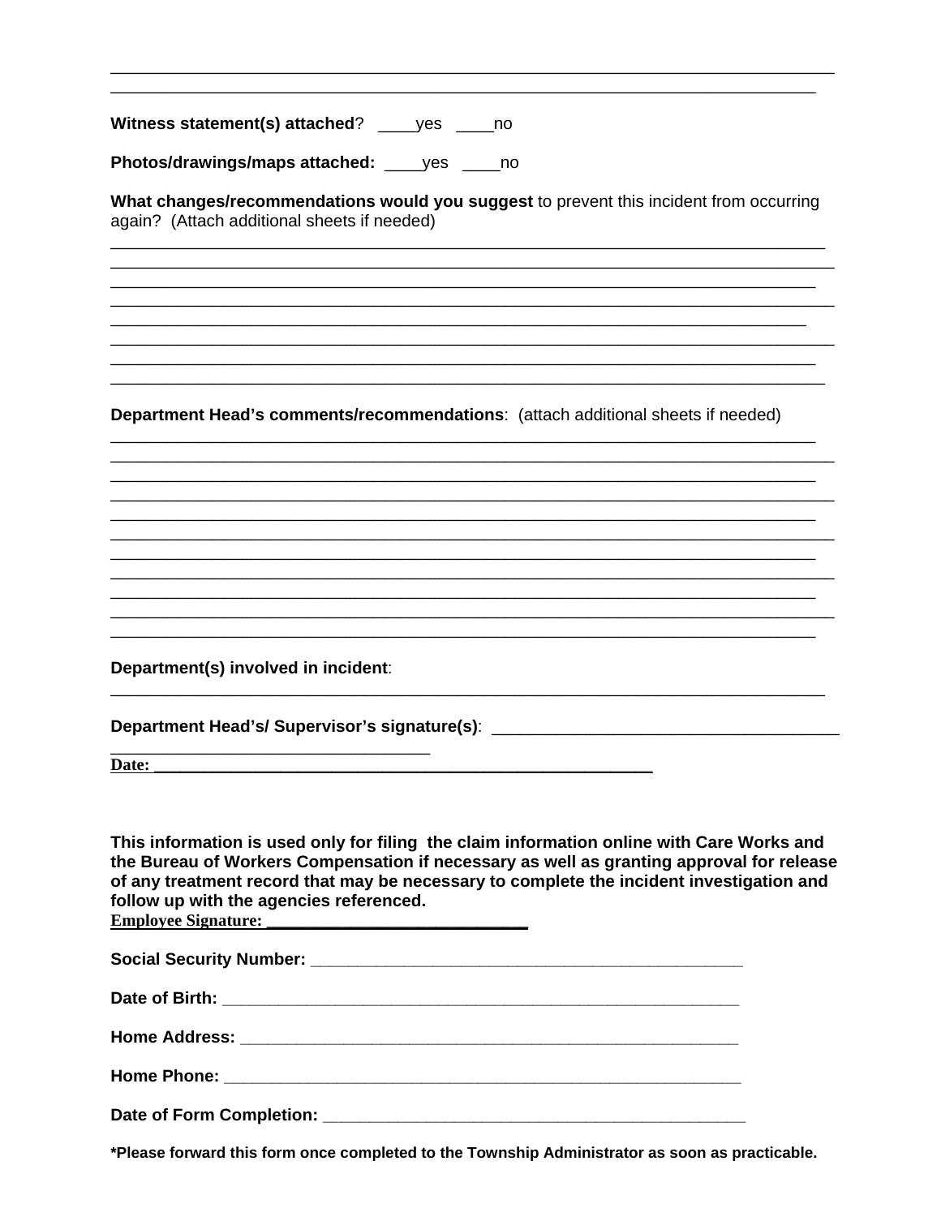\_\_\_\_\_\_\_\_\_\_\_\_\_\_\_\_\_\_\_\_\_\_\_\_\_\_\_\_\_\_\_\_\_\_\_\_\_\_\_\_\_\_\_\_\_\_\_\_\_\_\_\_\_\_\_\_\_\_\_\_\_\_\_\_\_\_\_\_\_\_\_\_\_\_\_\_
\_\_\_\_\_\_\_\_\_\_\_\_\_\_\_\_\_\_\_\_\_\_\_\_\_\_\_\_\_\_\_\_\_\_\_\_\_\_\_\_\_\_\_\_\_\_\_\_\_\_\_\_\_\_\_\_\_\_\_\_\_\_\_\_\_\_\_\_\_\_\_\_\_\_\_\_

**Witness statement(s) attached**? \_\_\_\_yes \_\_\_\_no

**Photos/drawings/maps attached:** \_\_\_\_yes \_\_\_\_no

**What changes/recommendations would you suggest** to prevent this incident from occurring again? (Attach additional sheets if needed)

\_\_\_\_\_\_\_\_\_\_\_\_\_\_\_\_\_\_\_\_\_\_\_\_\_\_\_\_\_\_\_\_\_\_\_\_\_\_\_\_\_\_\_\_\_\_\_\_\_\_\_\_\_\_\_\_\_\_\_\_\_\_\_\_\_\_\_\_\_\_\_\_\_\_\_\_
\_\_\_\_\_\_\_\_\_\_\_\_\_\_\_\_\_\_\_\_\_\_\_\_\_\_\_\_\_\_\_\_\_\_\_\_\_\_\_\_\_\_\_\_\_\_\_\_\_\_\_\_\_\_\_\_\_\_\_\_\_\_\_\_\_\_\_\_\_\_\_\_\_\_\_\_
\_\_\_\_\_\_\_\_\_\_\_\_\_\_\_\_\_\_\_\_\_\_\_\_\_\_\_\_\_\_\_\_\_\_\_\_\_\_\_\_\_\_\_\_\_\_\_\_\_\_\_\_\_\_\_\_\_\_\_\_\_\_\_\_\_\_\_\_\_\_\_\_\_\_\_\_
\_\_\_\_\_\_\_\_\_\_\_\_\_\_\_\_\_\_\_\_\_\_\_\_\_\_\_\_\_\_\_\_\_\_\_\_\_\_\_\_\_\_\_\_\_\_\_\_\_\_\_\_\_\_\_\_\_\_\_\_\_\_\_\_\_\_\_\_\_\_\_\_\_\_\_\_
\_\_\_\_\_\_\_\_\_\_\_\_\_\_\_\_\_\_\_\_\_\_\_\_\_\_\_\_\_\_\_\_\_\_\_\_\_\_\_\_\_\_\_\_\_\_\_\_\_\_\_\_\_\_\_\_\_\_\_\_\_\_\_\_\_\_\_\_\_\_\_\_\_\_\_\_
\_\_\_\_\_\_\_\_\_\_\_\_\_\_\_\_\_\_\_\_\_\_\_\_\_\_\_\_\_\_\_\_\_\_\_\_\_\_\_\_\_\_\_\_\_\_\_\_\_\_\_\_\_\_\_\_\_\_\_\_\_\_\_\_\_\_\_\_\_\_\_\_\_\_\_\_
\_\_\_\_\_\_\_\_\_\_\_\_\_\_\_\_\_\_\_\_\_\_\_\_\_\_\_\_\_\_\_\_\_\_\_\_\_\_\_\_\_\_\_\_\_\_\_\_\_\_\_\_\_\_\_\_\_\_\_\_\_\_\_\_\_\_\_\_\_\_\_\_\_\_\_\_
\_\_\_\_\_\_\_\_\_\_\_\_\_\_\_\_\_\_\_\_\_\_\_\_\_\_\_\_\_\_\_\_\_\_\_\_\_\_\_\_\_\_\_\_\_\_\_\_\_\_\_\_\_\_\_\_\_\_\_\_\_\_\_\_\_\_\_\_\_\_\_\_\_\_\_\_

**Department Head's comments/recommendations**: (attach additional sheets if needed)

\_\_\_\_\_\_\_\_\_\_\_\_\_\_\_\_\_\_\_\_\_\_\_\_\_\_\_\_\_\_\_\_\_\_\_\_\_\_\_\_\_\_\_\_\_\_\_\_\_\_\_\_\_\_\_\_\_\_\_\_\_\_\_\_\_\_\_\_\_\_\_\_\_\_\_\_
\_\_\_\_\_\_\_\_\_\_\_\_\_\_\_\_\_\_\_\_\_\_\_\_\_\_\_\_\_\_\_\_\_\_\_\_\_\_\_\_\_\_\_\_\_\_\_\_\_\_\_\_\_\_\_\_\_\_\_\_\_\_\_\_\_\_\_\_\_\_\_\_\_\_\_\_
\_\_\_\_\_\_\_\_\_\_\_\_\_\_\_\_\_\_\_\_\_\_\_\_\_\_\_\_\_\_\_\_\_\_\_\_\_\_\_\_\_\_\_\_\_\_\_\_\_\_\_\_\_\_\_\_\_\_\_\_\_\_\_\_\_\_\_\_\_\_\_\_\_\_\_\_
\_\_\_\_\_\_\_\_\_\_\_\_\_\_\_\_\_\_\_\_\_\_\_\_\_\_\_\_\_\_\_\_\_\_\_\_\_\_\_\_\_\_\_\_\_\_\_\_\_\_\_\_\_\_\_\_\_\_\_\_\_\_\_\_\_\_\_\_\_\_\_\_\_\_\_\_
\_\_\_\_\_\_\_\_\_\_\_\_\_\_\_\_\_\_\_\_\_\_\_\_\_\_\_\_\_\_\_\_\_\_\_\_\_\_\_\_\_\_\_\_\_\_\_\_\_\_\_\_\_\_\_\_\_\_\_\_\_\_\_\_\_\_\_\_\_\_\_\_\_\_\_\_
\_\_\_\_\_\_\_\_\_\_\_\_\_\_\_\_\_\_\_\_\_\_\_\_\_\_\_\_\_\_\_\_\_\_\_\_\_\_\_\_\_\_\_\_\_\_\_\_\_\_\_\_\_\_\_\_\_\_\_\_\_\_\_\_\_\_\_\_\_\_\_\_\_\_\_\_
\_\_\_\_\_\_\_\_\_\_\_\_\_\_\_\_\_\_\_\_\_\_\_\_\_\_\_\_\_\_\_\_\_\_\_\_\_\_\_\_\_\_\_\_\_\_\_\_\_\_\_\_\_\_\_\_\_\_\_\_\_\_\_\_\_\_\_\_\_\_\_\_\_\_\_\_
\_\_\_\_\_\_\_\_\_\_\_\_\_\_\_\_\_\_\_\_\_\_\_\_\_\_\_\_\_\_\_\_\_\_\_\_\_\_\_\_\_\_\_\_\_\_\_\_\_\_\_\_\_\_\_\_\_\_\_\_\_\_\_\_\_\_\_\_\_\_\_\_\_\_\_\_
\_\_\_\_\_\_\_\_\_\_\_\_\_\_\_\_\_\_\_\_\_\_\_\_\_\_\_\_\_\_\_\_\_\_\_\_\_\_\_\_\_\_\_\_\_\_\_\_\_\_\_\_\_\_\_\_\_\_\_\_\_\_\_\_\_\_\_\_\_\_\_\_\_\_\_\_
\_\_\_\_\_\_\_\_\_\_\_\_\_\_\_\_\_\_\_\_\_\_\_\_\_\_\_\_\_\_\_\_\_\_\_\_\_\_\_\_\_\_\_\_\_\_\_\_\_\_\_\_\_\_\_\_\_\_\_\_\_\_\_\_\_\_\_\_\_\_\_\_\_\_\_\_
\_\_\_\_\_\_\_\_\_\_\_\_\_\_\_\_\_\_\_\_\_\_\_\_\_\_\_\_\_\_\_\_\_\_\_\_\_\_\_\_\_\_\_\_\_\_\_\_\_\_\_\_\_\_\_\_\_\_\_\_\_\_\_\_\_\_\_\_\_\_\_\_\_\_\_\_

**Department(s) involved in incident**:

\_\_\_\_\_\_\_\_\_\_\_\_\_\_\_\_\_\_\_\_\_\_\_\_\_\_\_\_\_\_\_\_\_\_\_\_\_\_\_\_\_\_\_\_\_\_\_\_\_\_\_\_\_\_\_\_\_\_\_\_\_\_\_\_\_\_\_\_\_\_\_\_\_\_\_\_

**Department Head's/ Supervisor's signature(s)**: \_\_\_\_\_\_\_\_\_\_\_\_\_\_\_\_\_\_\_\_\_\_\_\_\_\_\_\_\_\_\_\_\_\_\_\_
\_\_\_\_\_\_\_\_\_\_\_\_\_\_\_\_\_\_\_\_\_\_\_\_\_\_\_\_\_\_\_\_\_\_\_\_

**Date:** \_\_\_\_\_\_\_\_\_\_\_\_\_\_\_\_\_\_\_\_\_\_\_\_\_\_\_\_\_\_\_\_\_\_\_\_\_\_\_\_\_\_\_\_\_\_\_\_\_\_\_\_\_\_\_\_

**This information is used only for filing the claim information online with Care Works and the Bureau of Workers Compensation if necessary as well as granting approval for release of any treatment record that may be necessary to complete the incident investigation and follow up with the agencies referenced.**

**Employee Signature:** \_\_\_\_\_\_\_\_\_\_\_\_\_\_\_\_\_\_\_\_\_\_\_\_\_\_\_\_\_\_

**Social Security Number:** \_\_\_\_\_\_\_\_\_\_\_\_\_\_\_\_\_\_\_\_\_\_\_\_\_\_\_\_\_\_\_\_\_\_\_\_\_\_\_\_\_\_\_\_\_\_\_

**Date of Birth:** \_\_\_\_\_\_\_\_\_\_\_\_\_\_\_\_\_\_\_\_\_\_\_\_\_\_\_\_\_\_\_\_\_\_\_\_\_\_\_\_\_\_\_\_\_\_\_\_\_\_\_\_\_\_\_\_

**Home Address:** \_\_\_\_\_\_\_\_\_\_\_\_\_\_\_\_\_\_\_\_\_\_\_\_\_\_\_\_\_\_\_\_\_\_\_\_\_\_\_\_\_\_\_\_\_\_\_\_\_\_\_\_\_

**Home Phone:** \_\_\_\_\_\_\_\_\_\_\_\_\_\_\_\_\_\_\_\_\_\_\_\_\_\_\_\_\_\_\_\_\_\_\_\_\_\_\_\_\_\_\_\_\_\_\_\_\_\_\_\_\_\_\_\_

**Date of Form Completion:** \_\_\_\_\_\_\_\_\_\_\_\_\_\_\_\_\_\_\_\_\_\_\_\_\_\_\_\_\_\_\_\_\_\_\_\_\_\_\_\_\_\_\_\_\_

***Please forward this form once completed to the Township Administrator as soon as practicable.**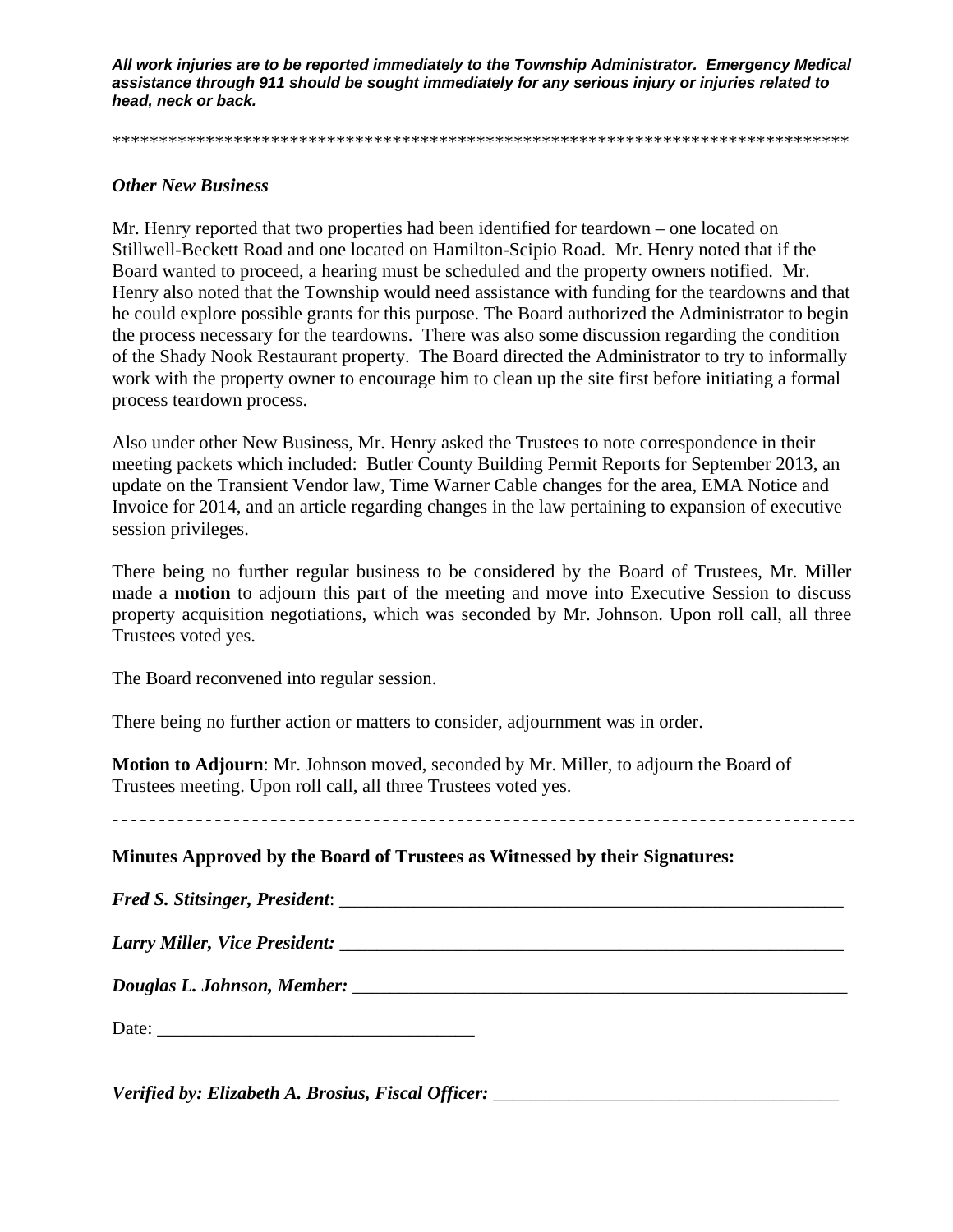***All work injuries are to be reported immediately to the Township Administrator. Emergency Medical assistance through 911 should be sought immediately for any serious injury or injuries related to head, neck or back.***

********************************************************************************

***Other New Business***

Mr. Henry reported that two properties had been identified for teardown – one located on Stillwell-Beckett Road and one located on Hamilton-Scipio Road. Mr. Henry noted that if the Board wanted to proceed, a hearing must be scheduled and the property owners notified. Mr. Henry also noted that the Township would need assistance with funding for the teardowns and that he could explore possible grants for this purpose. The Board authorized the Administrator to begin the process necessary for the teardowns. There was also some discussion regarding the condition of the Shady Nook Restaurant property. The Board directed the Administrator to try to informally work with the property owner to encourage him to clean up the site first before initiating a formal process teardown process.

Also under other New Business, Mr. Henry asked the Trustees to note correspondence in their meeting packets which included: Butler County Building Permit Reports for September 2013, an update on the Transient Vendor law, Time Warner Cable changes for the area, EMA Notice and Invoice for 2014, and an article regarding changes in the law pertaining to expansion of executive session privileges.

There being no further regular business to be considered by the Board of Trustees, Mr. Miller made a **motion** to adjourn this part of the meeting and move into Executive Session to discuss property acquisition negotiations, which was seconded by Mr. Johnson. Upon roll call, all three Trustees voted yes.

The Board reconvened into regular session.

There being no further action or matters to consider, adjournment was in order.

**Motion to Adjourn**: Mr. Johnson moved, seconded by Mr. Miller, to adjourn the Board of Trustees meeting. Upon roll call, all three Trustees voted yes.

---

**Minutes Approved by the Board of Trustees as Witnessed by their Signatures:**

***Fred S. Stitsinger, President***: _______________________________________________

***Larry Miller, Vice President:*** _______________________________________________

***Douglas L. Johnson, Member:*** _______________________________________________

Date: ______________________________

***Verified by: Elizabeth A. Brosius, Fiscal Officer:*** ______________________________